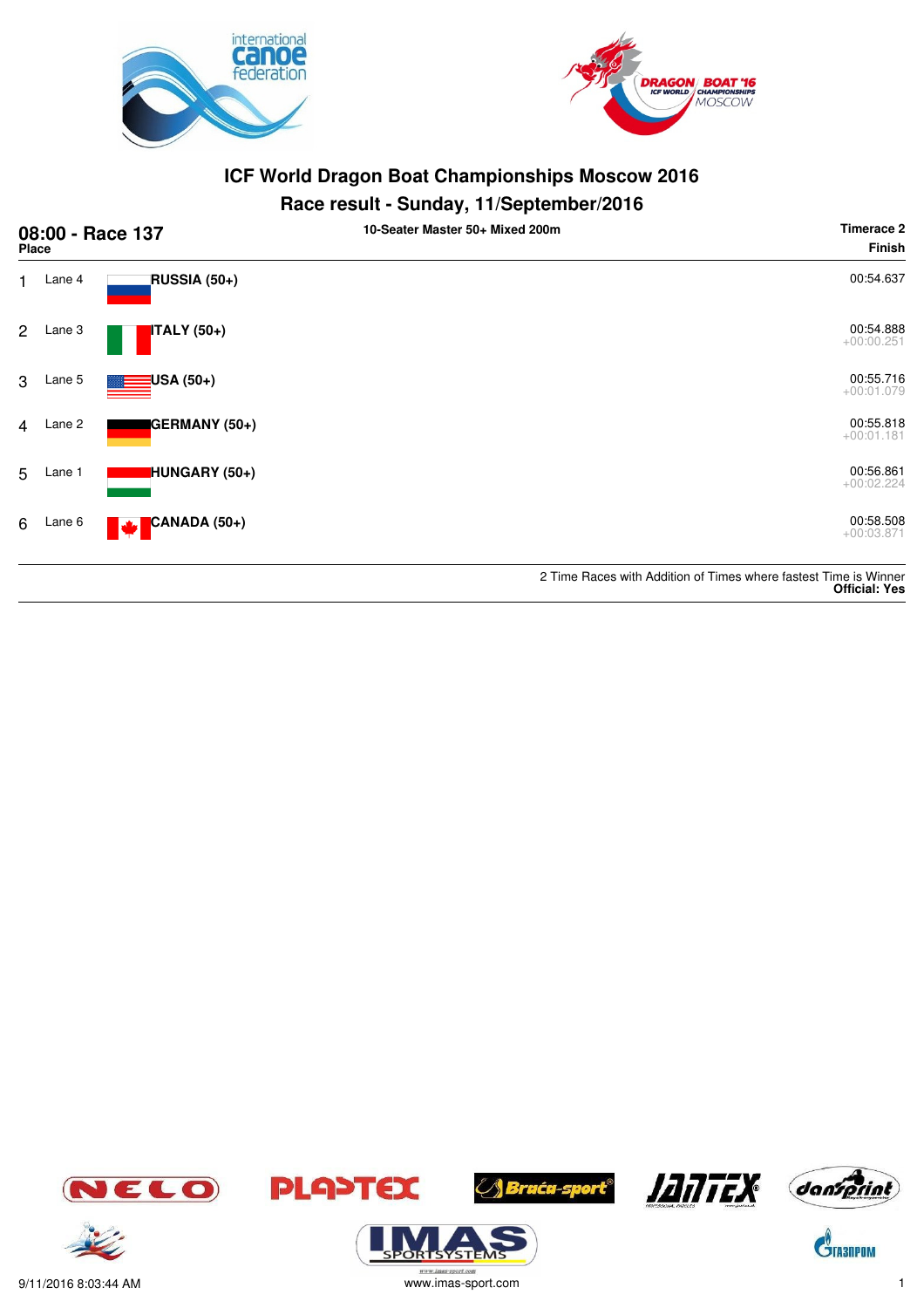# ICF World Dragon Boat Championships Moscow 2016

## Race result - Sunday, 11/September/2016

### 08:00 - Race 137

10-Seater Master 50+ Mixed 200m

| Place | Lane | Crew | Timerace 2 Finish |
|---|---|---|---|
| 1 | Lane 4 | **RUSSIA (50+)** | 00:54.637 |
| 2 | Lane 3 | **ITALY (50+)** | 00:54.888 +00:00.251 |
| 3 | Lane 5 | **USA (50+)** | 00:55.716 +00:01.079 |
| 4 | Lane 2 | **GERMANY (50+)** | 00:55.818 +00:01.181 |
| 5 | Lane 1 | **HUNGARY (50+)** | 00:56.861 +00:02.224 |
| 6 | Lane 6 | **CANADA (50+)** | 00:58.508 +00:03.871 |

2 Time Races with Addition of Times where fastest Time is Winner
**Official: Yes**

9/11/2016 8:03:44 AM

www.imas-sport.com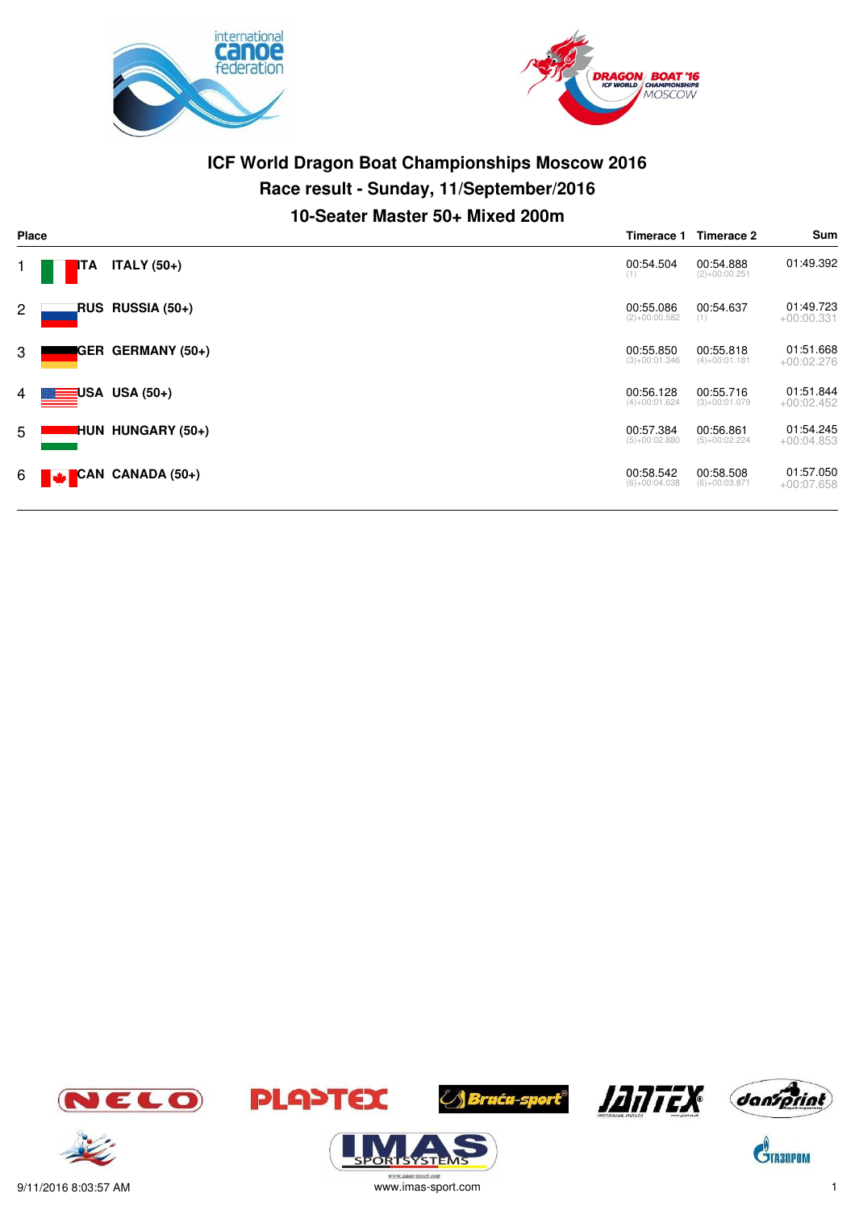# ICF World Dragon Boat Championships Moscow 2016

## Race result - Sunday, 11/September/2016

### 10-Seater Master 50+ Mixed 200m

| Place | | Crew | Timerace 1 | Timerace 2 | Sum |
|---|---|---|---|---|---|
| 1 | ITA | ITALY (50+) | 00:54.504 (1) | 00:54.888 (2)+00:00.251 | 01:49.392 |
| 2 | RUS | RUSSIA (50+) | 00:55.086 (2)+00:00.582 | 00:54.637 (1) | 01:49.723 +00:00.331 |
| 3 | GER | GERMANY (50+) | 00:55.850 (3)+00:01.346 | 00:55.818 (4)+00:01.181 | 01:51.668 +00:02.276 |
| 4 | USA | USA (50+) | 00:56.128 (4)+00:01.624 | 00:55.716 (3)+00:01.079 | 01:51.844 +00:02.452 |
| 5 | HUN | HUNGARY (50+) | 00:57.384 (5)+00:02.880 | 00:56.861 (5)+00:02.224 | 01:54.245 +00:04.853 |
| 6 | CAN | CANADA (50+) | 00:58.542 (6)+00:04.038 | 00:58.508 (6)+00:03.871 | 01:57.050 +00:07.658 |

9/11/2016 8:03:57 AM

www.imas-sport.com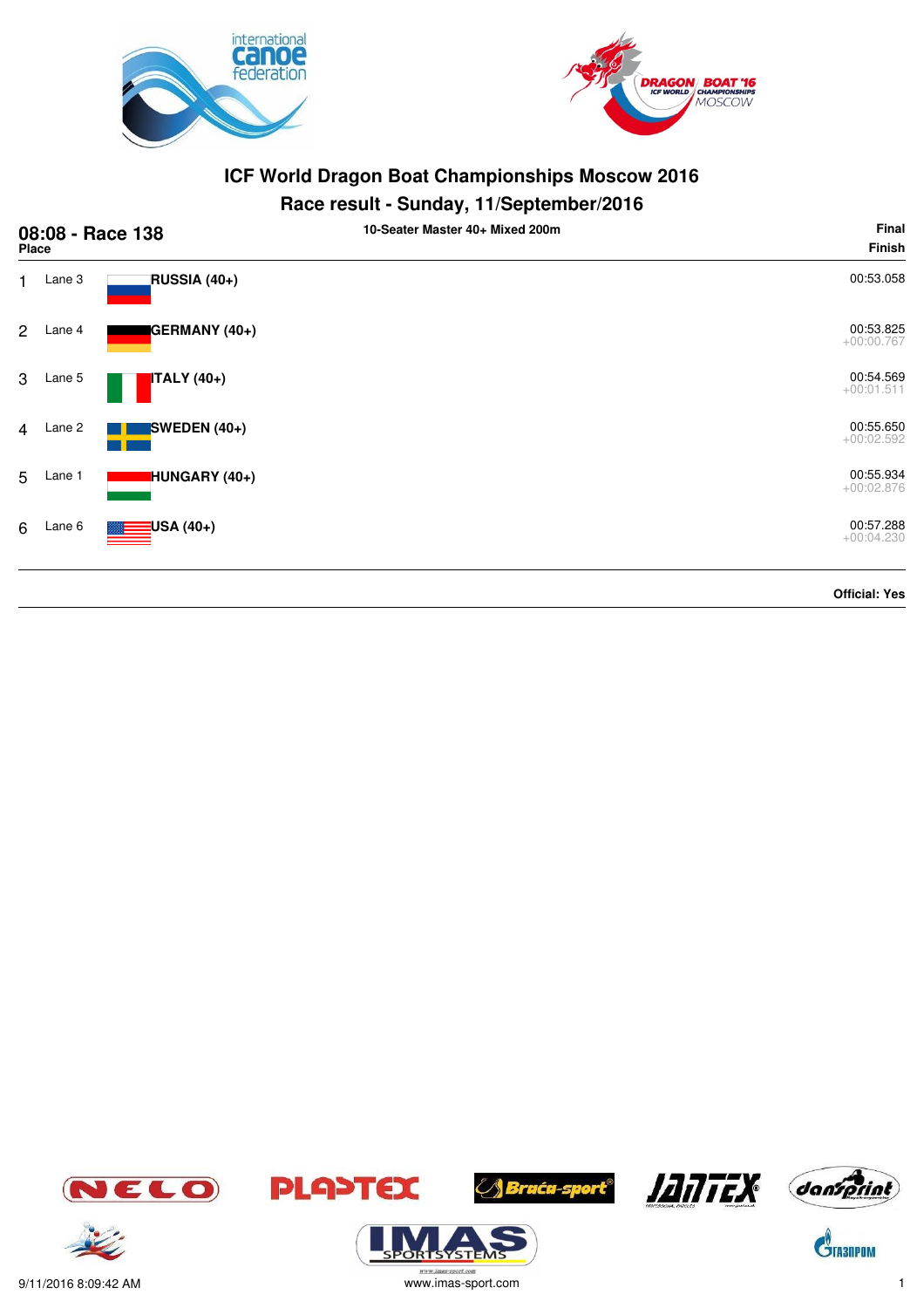# ICF World Dragon Boat Championships Moscow 2016

## Race result - Sunday, 11/September/2016

**08:08 - Race 138** — 10-Seater Master 40+ Mixed 200m — Final

| Place | Lane | Team | Finish |
|---|---|---|---|
| 1 | Lane 3 | **RUSSIA (40+)** | 00:53.058 |
| 2 | Lane 4 | **GERMANY (40+)** | 00:53.825<br>+00:00.767 |
| 3 | Lane 5 | **ITALY (40+)** | 00:54.569<br>+00:01.511 |
| 4 | Lane 2 | **SWEDEN (40+)** | 00:55.650<br>+00:02.592 |
| 5 | Lane 1 | **HUNGARY (40+)** | 00:55.934<br>+00:02.876 |
| 6 | Lane 6 | **USA (40+)** | 00:57.288<br>+00:04.230 |

**Official: Yes**

9/11/2016 8:09:42 AM

www.imas-sport.com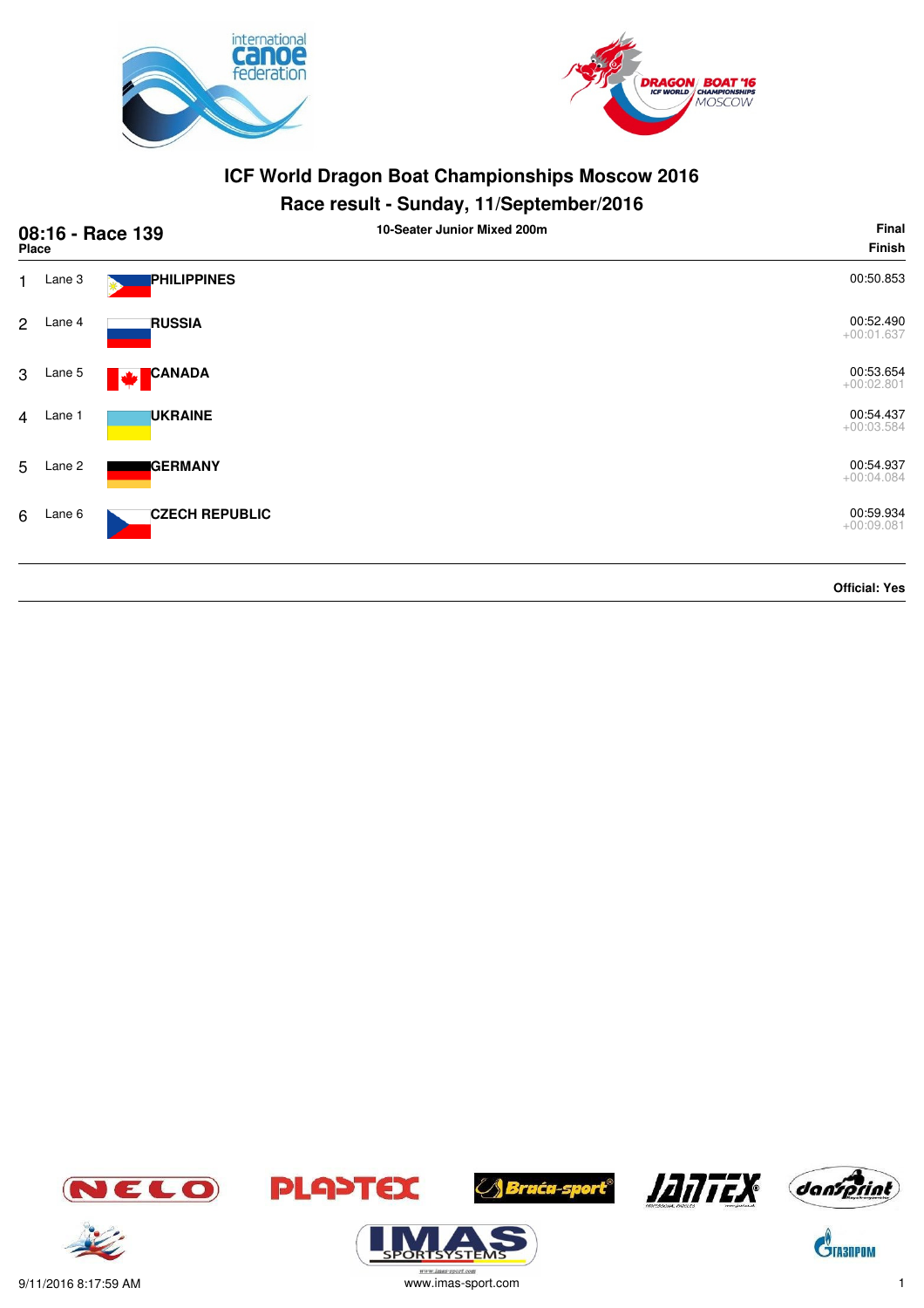# ICF World Dragon Boat Championships Moscow 2016

## Race result - Sunday, 11/September/2016

**08:16 - Race 139** — 10-Seater Junior Mixed 200m — **Final**

| Place | Lane | Country | Finish |
|---|---|---|---|
| 1 | Lane 3 | **PHILIPPINES** | 00:50.853 |
| 2 | Lane 4 | **RUSSIA** | 00:52.490 +00:01.637 |
| 3 | Lane 5 | **CANADA** | 00:53.654 +00:02.801 |
| 4 | Lane 1 | **UKRAINE** | 00:54.437 +00:03.584 |
| 5 | Lane 2 | **GERMANY** | 00:54.937 +00:04.084 |
| 6 | Lane 6 | **CZECH REPUBLIC** | 00:59.934 +00:09.081 |

**Official: Yes**

9/11/2016 8:17:59 AM

www.imas-sport.com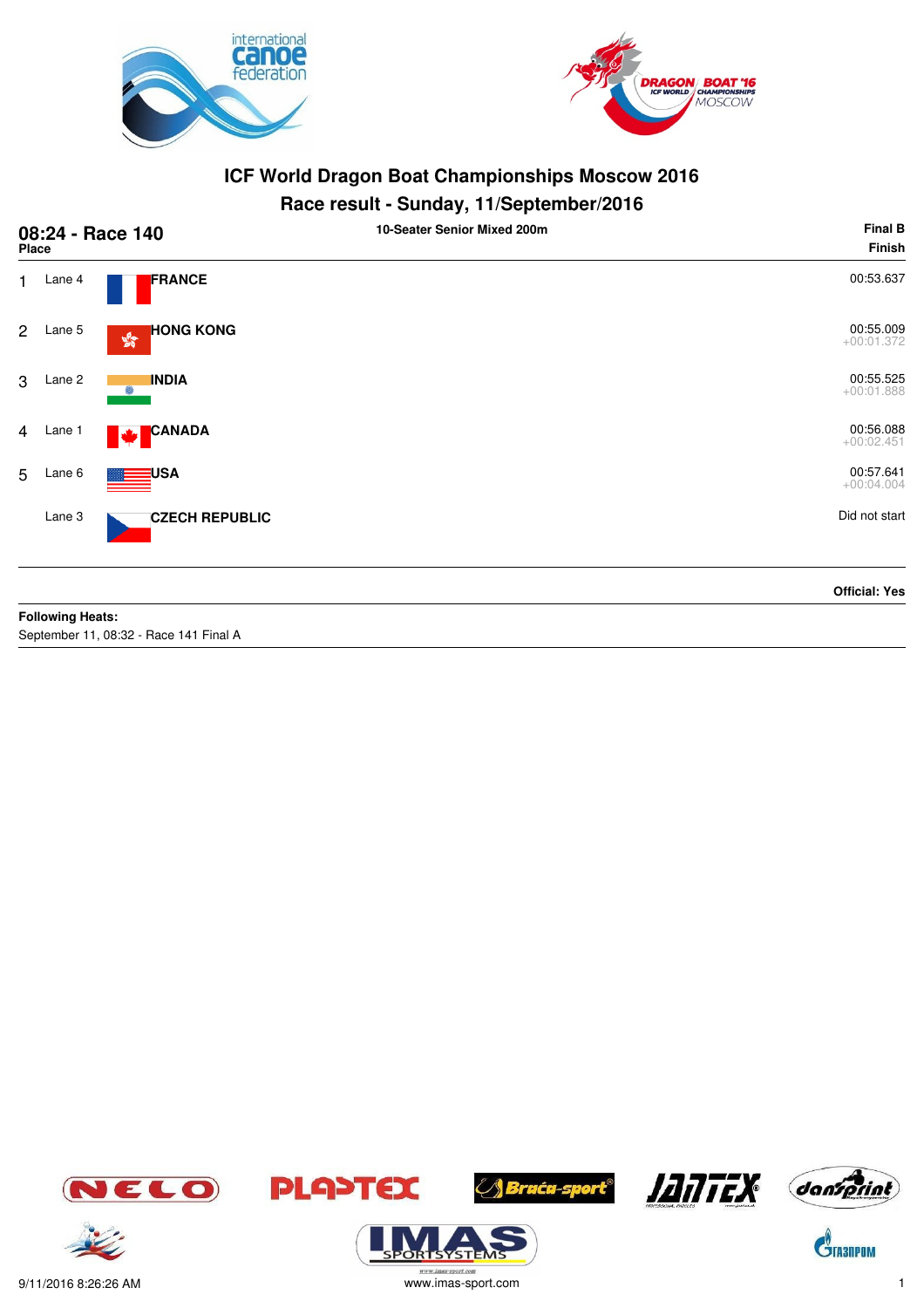# ICF World Dragon Boat Championships Moscow 2016

## Race result - Sunday, 11/September/2016

**08:24 - Race 140** — 10-Seater Senior Mixed 200m — **Final B**

| Place | Lane | Team | Finish |
|---|---|---|---|
| 1 | Lane 4 | **FRANCE** | 00:53.637 |
| 2 | Lane 5 | **HONG KONG** | 00:55.009 +00:01.372 |
| 3 | Lane 2 | **INDIA** | 00:55.525 +00:01.888 |
| 4 | Lane 1 | **CANADA** | 00:56.088 +00:02.451 |
| 5 | Lane 6 | **USA** | 00:57.641 +00:04.004 |
| | Lane 3 | **CZECH REPUBLIC** | Did not start |

**Official: Yes**

**Following Heats:**

September 11, 08:32 - Race 141 Final A

9/11/2016 8:26:26 AM

www.imas-sport.com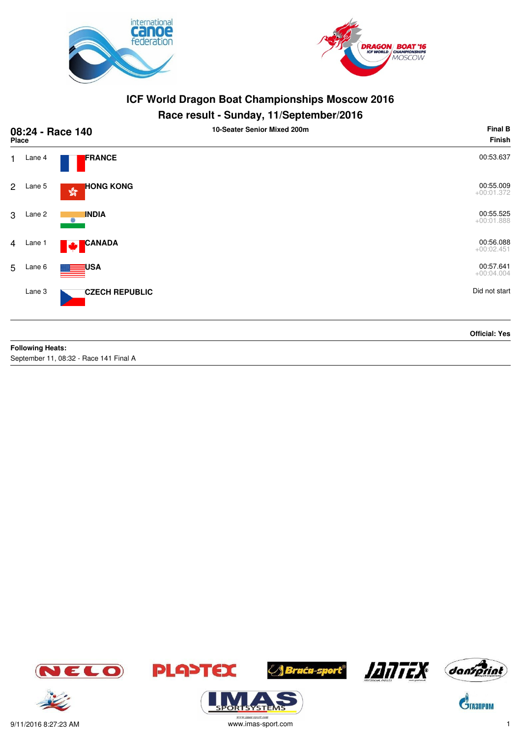# ICF World Dragon Boat Championships Moscow 2016

## Race result - Sunday, 11/September/2016

**08:24 - Race 140** — 10-Seater Senior Mixed 200m — **Final B**

| Place | Lane | Team | Finish |
|---|---|---|---|
| 1 | Lane 4 | **FRANCE** | 00:53.637 |
| 2 | Lane 5 | **HONG KONG** | 00:55.009 +00:01.372 |
| 3 | Lane 2 | **INDIA** | 00:55.525 +00:01.888 |
| 4 | Lane 1 | **CANADA** | 00:56.088 +00:02.451 |
| 5 | Lane 6 | **USA** | 00:57.641 +00:04.004 |
| | Lane 3 | **CZECH REPUBLIC** | Did not start |

**Official: Yes**

**Following Heats:**
September 11, 08:32 - Race 141 Final A

9/11/2016 8:27:23 AM

www.imas-sport.com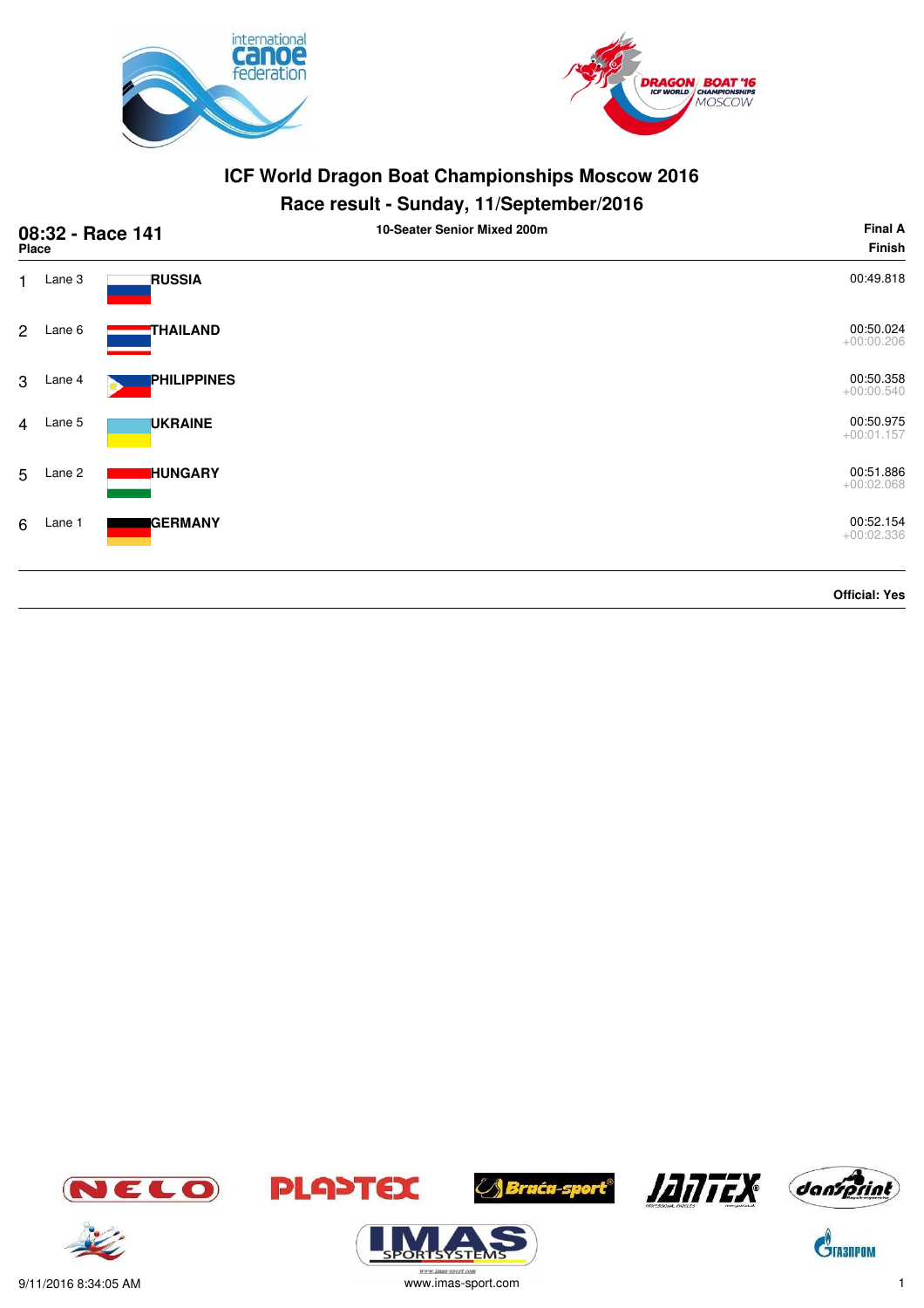# ICF World Dragon Boat Championships Moscow 2016

## Race result - Sunday, 11/September/2016

**08:32 - Race 141** | **10-Seater Senior Mixed 200m** | **Final A**

| Place | Lane | Country | Finish |
|---|---|---|---|
| 1 | Lane 3 | **RUSSIA** | 00:49.818 |
| 2 | Lane 6 | **THAILAND** | 00:50.024 +00:00.206 |
| 3 | Lane 4 | **PHILIPPINES** | 00:50.358 +00:00.540 |
| 4 | Lane 5 | **UKRAINE** | 00:50.975 +00:01.157 |
| 5 | Lane 2 | **HUNGARY** | 00:51.886 +00:02.068 |
| 6 | Lane 1 | **GERMANY** | 00:52.154 +00:02.336 |

**Official: Yes**

9/11/2016 8:34:05 AM

www.imas-sport.com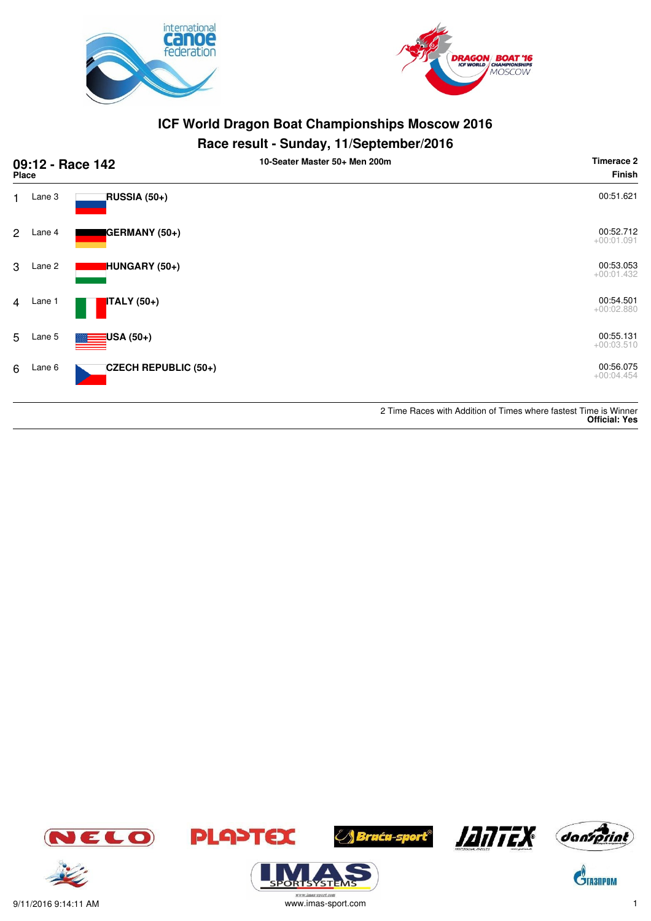# ICF World Dragon Boat Championships Moscow 2016

## Race result - Sunday, 11/September/2016

**09:12 - Race 142** — 10-Seater Master 50+ Men 200m — Timerace 2

| Place | Lane | Crew | Finish |
|---|---|---|---|
| 1 | Lane 3 | **RUSSIA (50+)** | 00:51.621 |
| 2 | Lane 4 | **GERMANY (50+)** | 00:52.712<br>+00:01.091 |
| 3 | Lane 2 | **HUNGARY (50+)** | 00:53.053<br>+00:01.432 |
| 4 | Lane 1 | **ITALY (50+)** | 00:54.501<br>+00:02.880 |
| 5 | Lane 5 | **USA (50+)** | 00:55.131<br>+00:03.510 |
| 6 | Lane 6 | **CZECH REPUBLIC (50+)** | 00:56.075<br>+00:04.454 |

2 Time Races with Addition of Times where fastest Time is Winner
**Official: Yes**

9/11/2016 9:14:11 AM — www.imas-sport.com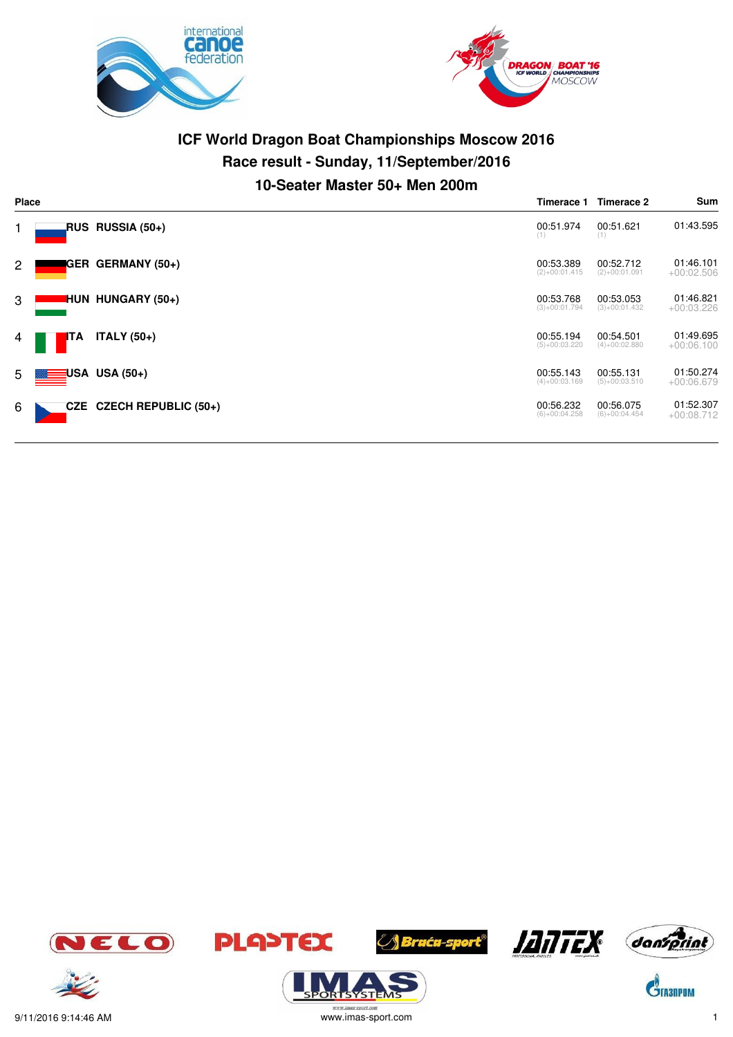# ICF World Dragon Boat Championships Moscow 2016

## Race result - Sunday, 11/September/2016

### 10-Seater Master 50+ Men 200m

| Place | | | Timerace 1 | Timerace 2 | Sum |
|---|---|---|---|---|---|
| 1 | RUS | RUSSIA (50+) | 00:51.974 (1) | 00:51.621 (1) | 01:43.595 |
| 2 | GER | GERMANY (50+) | 00:53.389 (2)+00:01.415 | 00:52.712 (2)+00:01.091 | 01:46.101 +00:02.506 |
| 3 | HUN | HUNGARY (50+) | 00:53.768 (3)+00:01.794 | 00:53.053 (3)+00:01.432 | 01:46.821 +00:03.226 |
| 4 | ITA | ITALY (50+) | 00:55.194 (5)+00:03.220 | 00:54.501 (4)+00:02.880 | 01:49.695 +00:06.100 |
| 5 | USA | USA (50+) | 00:55.143 (4)+00:03.169 | 00:55.131 (5)+00:03.510 | 01:50.274 +00:06.679 |
| 6 | CZE | CZECH REPUBLIC (50+) | 00:56.232 (6)+00:04.258 | 00:56.075 (6)+00:04.454 | 01:52.307 +00:08.712 |

9/11/2016 9:14:46 AM

www.imas-sport.com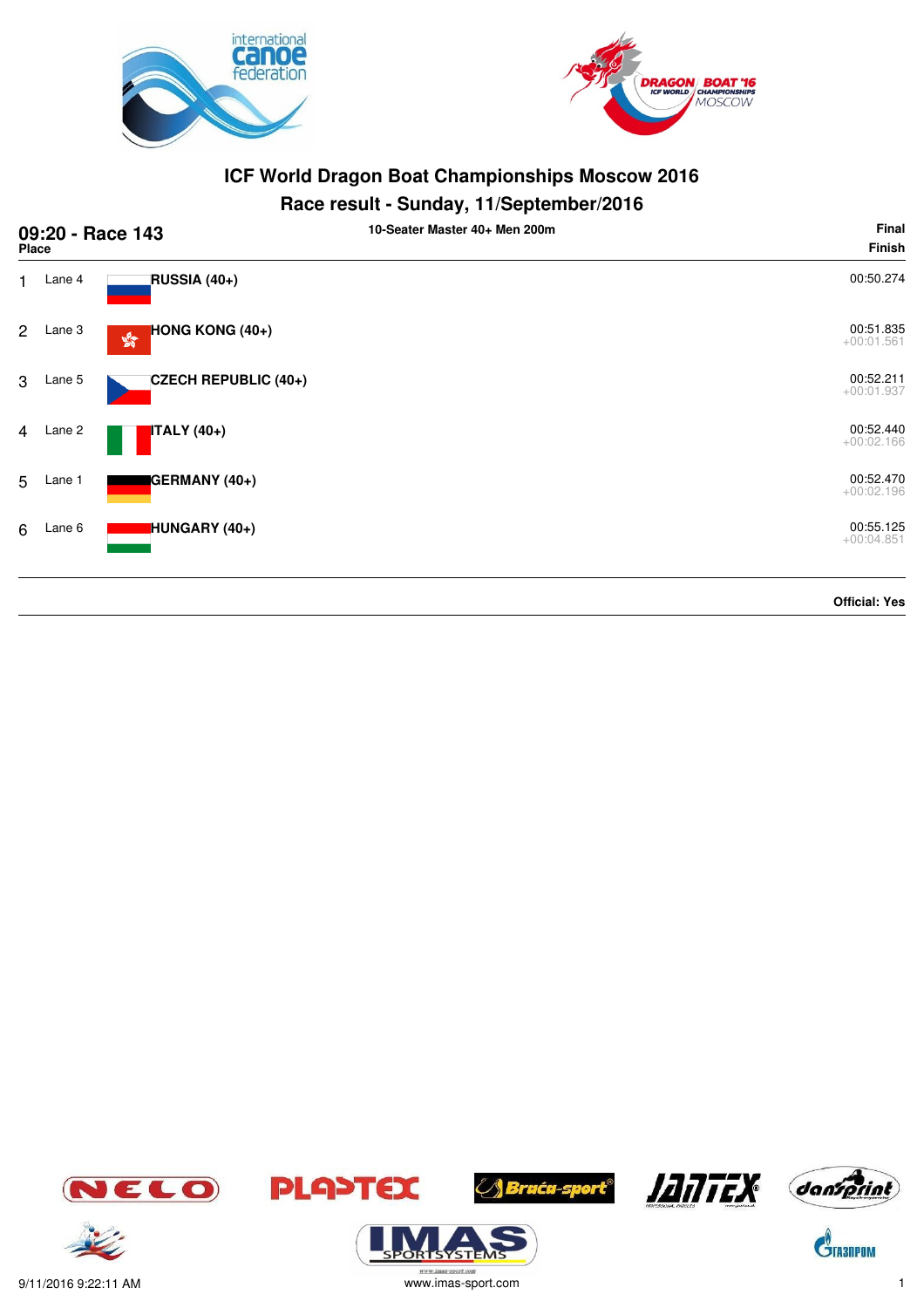# ICF World Dragon Boat Championships Moscow 2016

## Race result - Sunday, 11/September/2016

**09:20 - Race 143** — **10-Seater Master 40+ Men 200m** — **Final**

| Place | Lane | Crew | Finish |
|---|---|---|---|
| 1 | Lane 4 | **RUSSIA (40+)** | 00:50.274 |
| 2 | Lane 3 | **HONG KONG (40+)** | 00:51.835 +00:01.561 |
| 3 | Lane 5 | **CZECH REPUBLIC (40+)** | 00:52.211 +00:01.937 |
| 4 | Lane 2 | **ITALY (40+)** | 00:52.440 +00:02.166 |
| 5 | Lane 1 | **GERMANY (40+)** | 00:52.470 +00:02.196 |
| 6 | Lane 6 | **HUNGARY (40+)** | 00:55.125 +00:04.851 |

**Official: Yes**

9/11/2016 9:22:11 AM

www.imas-sport.com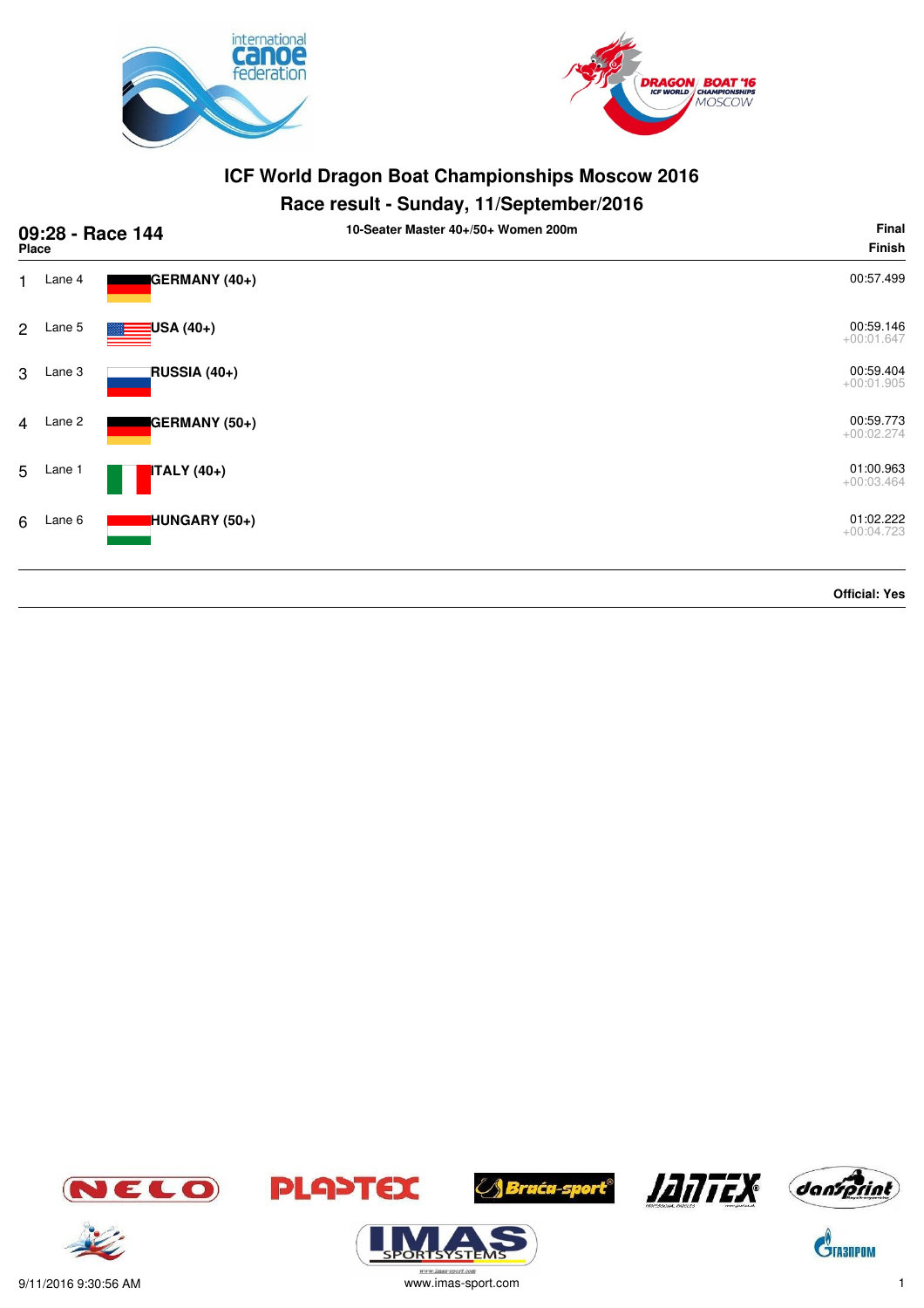# ICF World Dragon Boat Championships Moscow 2016

## Race result - Sunday, 11/September/2016

**09:28 - Race 144** — 10-Seater Master 40+/50+ Women 200m — **Final**

| Place | Lane | Crew | Finish |
|---|---|---|---|
| 1 | Lane 4 | **GERMANY (40+)** | 00:57.499 |
| 2 | Lane 5 | **USA (40+)** | 00:59.146 +00:01.647 |
| 3 | Lane 3 | **RUSSIA (40+)** | 00:59.404 +00:01.905 |
| 4 | Lane 2 | **GERMANY (50+)** | 00:59.773 +00:02.274 |
| 5 | Lane 1 | **ITALY (40+)** | 01:00.963 +00:03.464 |
| 6 | Lane 6 | **HUNGARY (50+)** | 01:02.222 +00:04.723 |

**Official: Yes**

9/11/2016 9:30:56 AM

www.imas-sport.com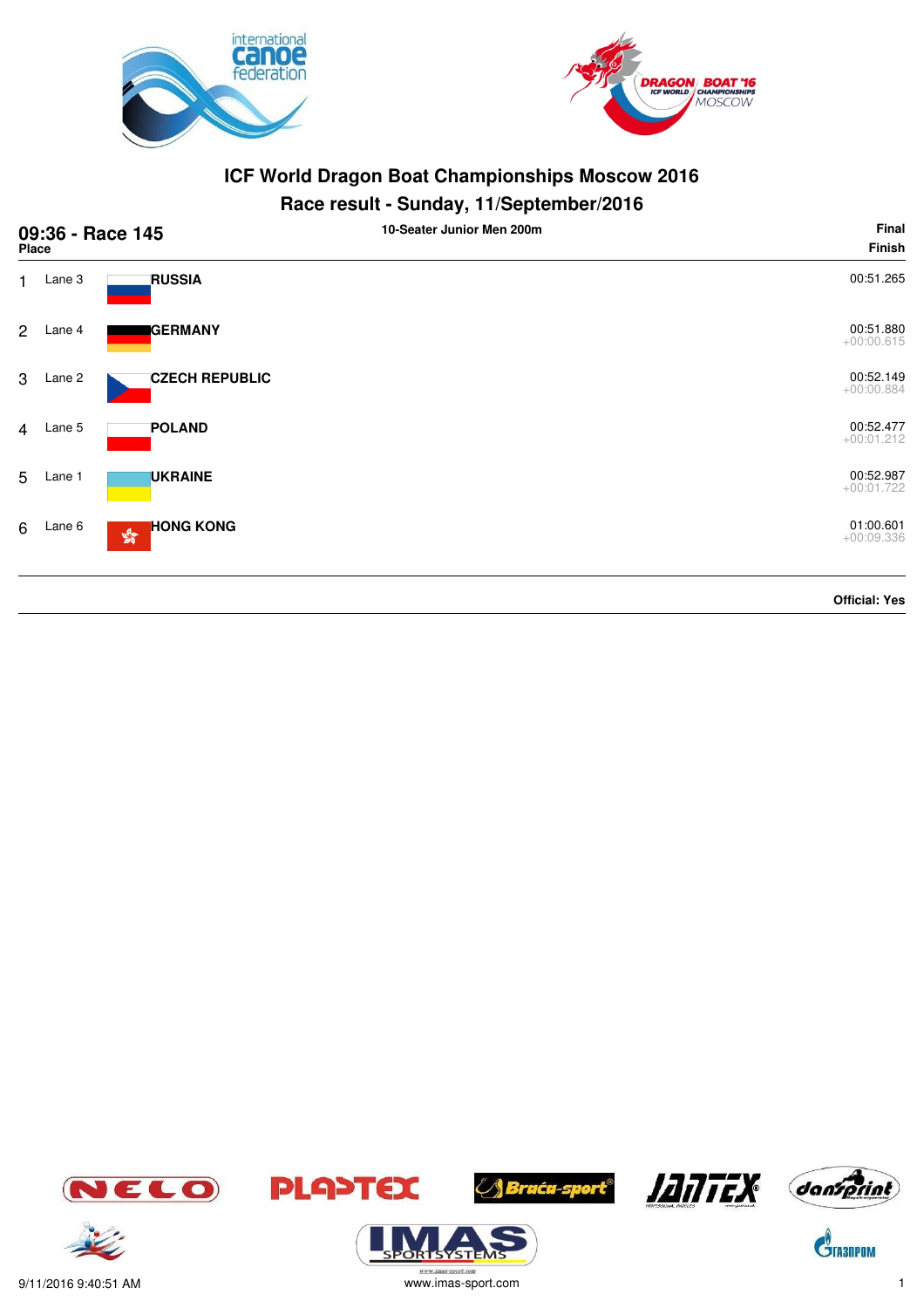# ICF World Dragon Boat Championships Moscow 2016

## Race result - Sunday, 11/September/2016

**09:36 - Race 145** — **10-Seater Junior Men 200m** — **Final**

| Place | Lane | Country | Finish |
|---|---|---|---|
| 1 | Lane 3 | **RUSSIA** | 00:51.265 |
| 2 | Lane 4 | **GERMANY** | 00:51.880<br>+00:00.615 |
| 3 | Lane 2 | **CZECH REPUBLIC** | 00:52.149<br>+00:00.884 |
| 4 | Lane 5 | **POLAND** | 00:52.477<br>+00:01.212 |
| 5 | Lane 1 | **UKRAINE** | 00:52.987<br>+00:01.722 |
| 6 | Lane 6 | **HONG KONG** | 01:00.601<br>+00:09.336 |

**Official: Yes**

9/11/2016 9:40:51 AM

www.imas-sport.com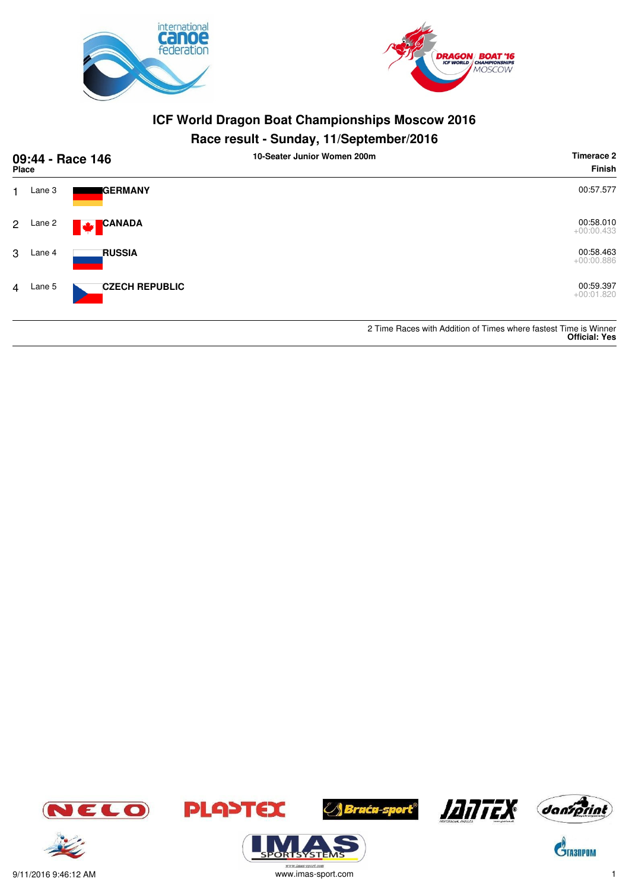# ICF World Dragon Boat Championships Moscow 2016

## Race result - Sunday, 11/September/2016

**09:44 - Race 146** — **10-Seater Junior Women 200m** — **Timerace 2**

| Place | Lane | Country | Finish |
|---|---|---|---|
| 1 | Lane 3 | **GERMANY** | 00:57.577 |
| 2 | Lane 2 | **CANADA** | 00:58.010<br>+00:00.433 |
| 3 | Lane 4 | **RUSSIA** | 00:58.463<br>+00:00.886 |
| 4 | Lane 5 | **CZECH REPUBLIC** | 00:59.397<br>+00:01.820 |

2 Time Races with Addition of Times where fastest Time is Winner
**Official: Yes**

9/11/2016 9:46:12 AM
www.imas-sport.com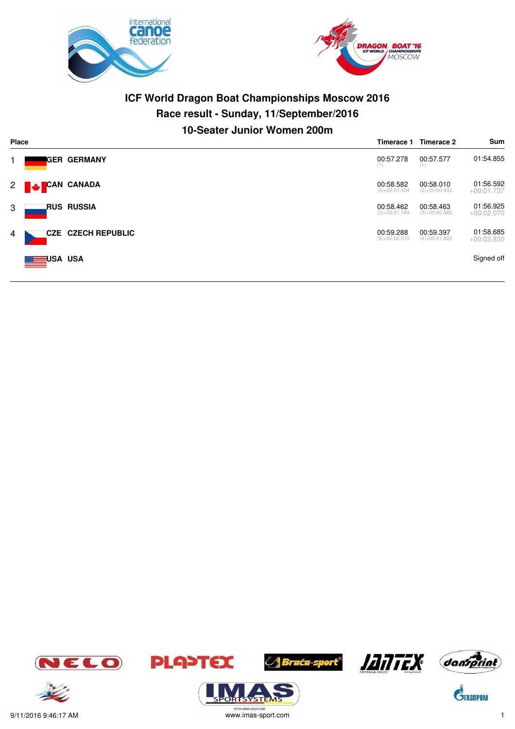# ICF World Dragon Boat Championships Moscow 2016

## Race result - Sunday, 11/September/2016

### 10-Seater Junior Women 200m

| Place | | | Timerace 1 | Timerace 2 | Sum |
|---|---|---|---|---|---|
| 1 | GER | GERMANY | 00:57.278 (1) | 00:57.577 (1) | 01:54.855 |
| 2 | CAN | CANADA | 00:58.582 (3)+00:01.304 | 00:58.010 (2)+00:00.433 | 01:56.592 +00:01.737 |
| 3 | RUS | RUSSIA | 00:58.462 (2)+00:01.184 | 00:58.463 (3)+00:00.886 | 01:56.925 +00:02.070 |
| 4 | CZE | CZECH REPUBLIC | 00:59.288 (4)+00:02.010 | 00:59.397 (4)+00:01.820 | 01:58.685 +00:03.830 |
| | USA | USA | | | Signed off |

9/11/2016 9:46:17 AM

www.imas-sport.com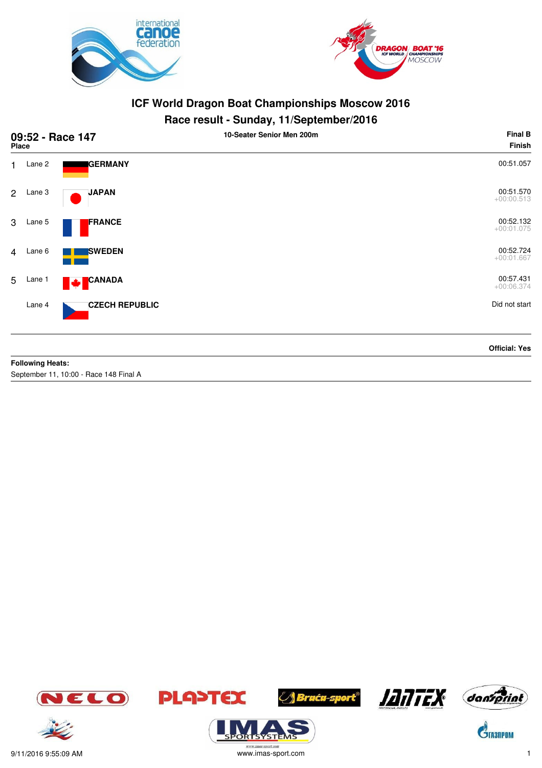# ICF World Dragon Boat Championships Moscow 2016

## Race result - Sunday, 11/September/2016

**09:52 - Race 147** — 10-Seater Senior Men 200m — **Final B**

| Place | Lane | Team | Finish |
|---|---|---|---|
| 1 | Lane 2 | **GERMANY** | 00:51.057 |
| 2 | Lane 3 | **JAPAN** | 00:51.570<br>+00:00.513 |
| 3 | Lane 5 | **FRANCE** | 00:52.132<br>+00:01.075 |
| 4 | Lane 6 | **SWEDEN** | 00:52.724<br>+00:01.667 |
| 5 | Lane 1 | **CANADA** | 00:57.431<br>+00:06.374 |
| | Lane 4 | **CZECH REPUBLIC** | Did not start |

**Official: Yes**

**Following Heats:**

September 11, 10:00 - Race 148 Final A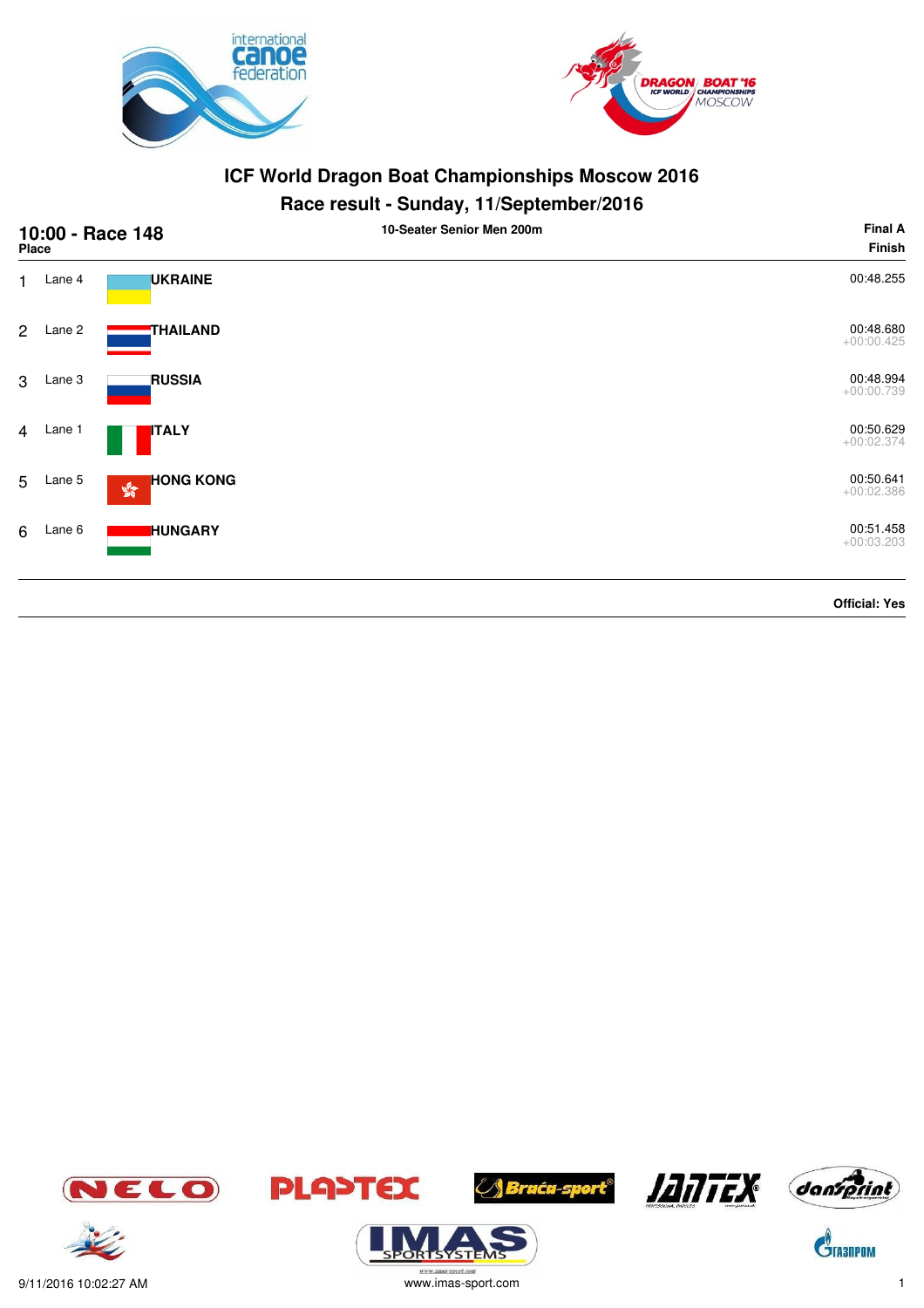# ICF World Dragon Boat Championships Moscow 2016

## Race result - Sunday, 11/September/2016

**10:00 - Race 148** — 10-Seater Senior Men 200m — Final A

| Place | Lane | Country | Finish |
|---|---|---|---|
| 1 | Lane 4 | **UKRAINE** | 00:48.255 |
| 2 | Lane 2 | **THAILAND** | 00:48.680<br>+00:00.425 |
| 3 | Lane 3 | **RUSSIA** | 00:48.994<br>+00:00.739 |
| 4 | Lane 1 | **ITALY** | 00:50.629<br>+00:02.374 |
| 5 | Lane 5 | **HONG KONG** | 00:50.641<br>+00:02.386 |
| 6 | Lane 6 | **HUNGARY** | 00:51.458<br>+00:03.203 |

**Official: Yes**

9/11/2016 10:02:27 AM

www.imas-sport.com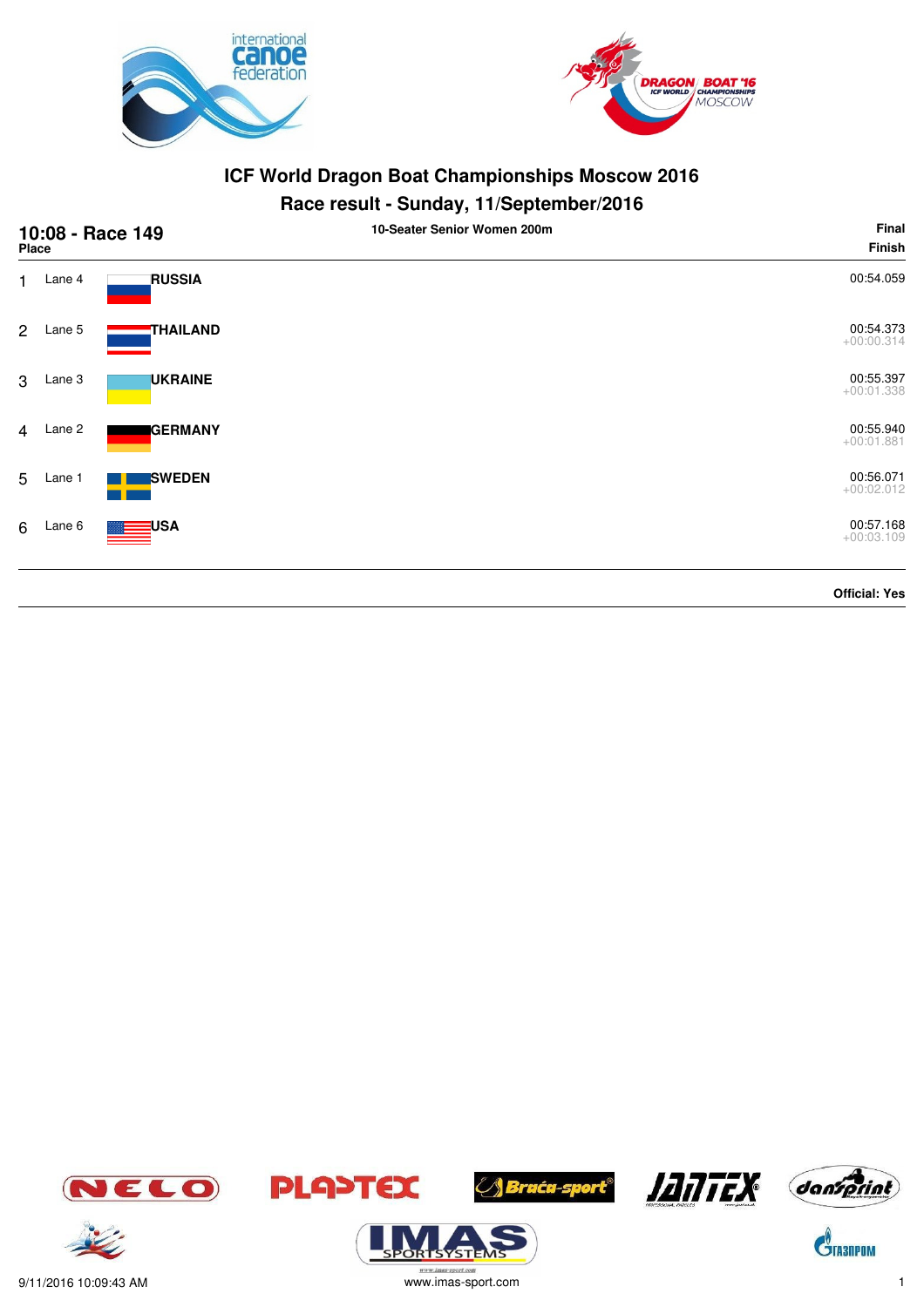# ICF World Dragon Boat Championships Moscow 2016

## Race result - Sunday, 11/September/2016

**10:08 - Race 149** — **10-Seater Senior Women 200m** — **Final**

| Place | Lane | Country | Finish |
|---|---|---|---|
| 1 | Lane 4 | **RUSSIA** | 00:54.059 |
| 2 | Lane 5 | **THAILAND** | 00:54.373 +00:00.314 |
| 3 | Lane 3 | **UKRAINE** | 00:55.397 +00:01.338 |
| 4 | Lane 2 | **GERMANY** | 00:55.940 +00:01.881 |
| 5 | Lane 1 | **SWEDEN** | 00:56.071 +00:02.012 |
| 6 | Lane 6 | **USA** | 00:57.168 +00:03.109 |

**Official: Yes**

9/11/2016 10:09:43 AM www.imas-sport.com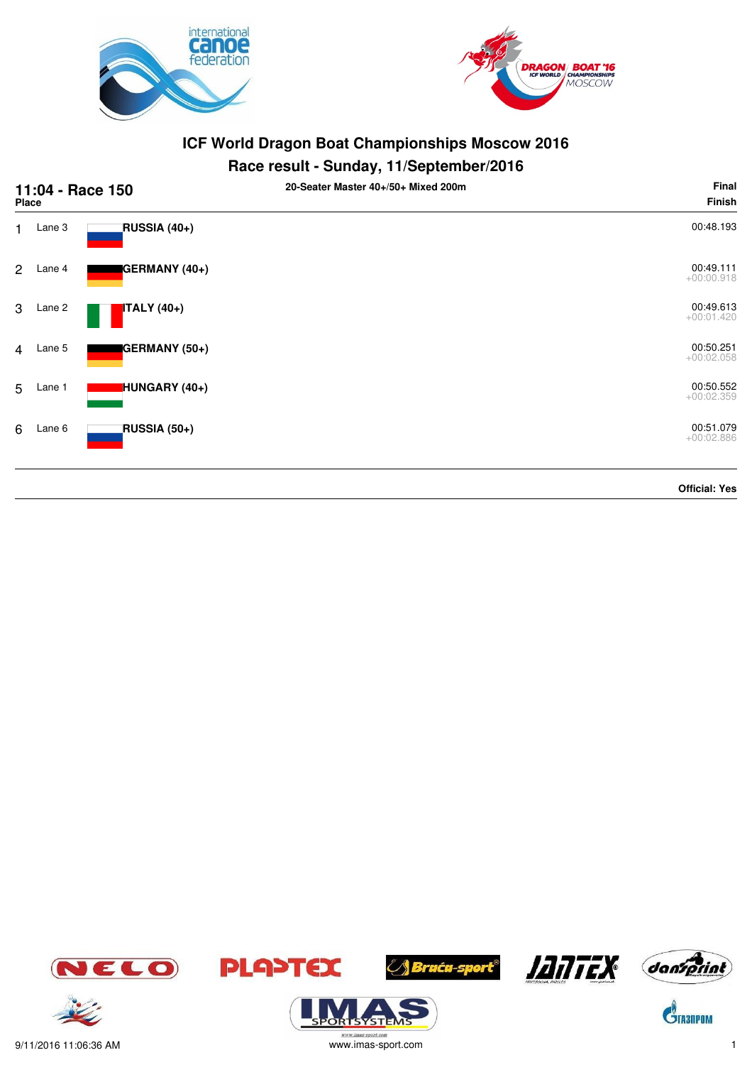# ICF World Dragon Boat Championships Moscow 2016

## Race result - Sunday, 11/September/2016

**11:04 - Race 150** — **20-Seater Master 40+/50+ Mixed 200m** — **Final**

| Place | Lane | Team | Finish |
|---|---|---|---|
| 1 | Lane 3 | **RUSSIA (40+)** | 00:48.193 |
| 2 | Lane 4 | **GERMANY (40+)** | 00:49.111<br>+00:00.918 |
| 3 | Lane 2 | **ITALY (40+)** | 00:49.613<br>+00:01.420 |
| 4 | Lane 5 | **GERMANY (50+)** | 00:50.251<br>+00:02.058 |
| 5 | Lane 1 | **HUNGARY (40+)** | 00:50.552<br>+00:02.359 |
| 6 | Lane 6 | **RUSSIA (50+)** | 00:51.079<br>+00:02.886 |

**Official: Yes**

9/11/2016 11:06:36 AM — www.imas-sport.com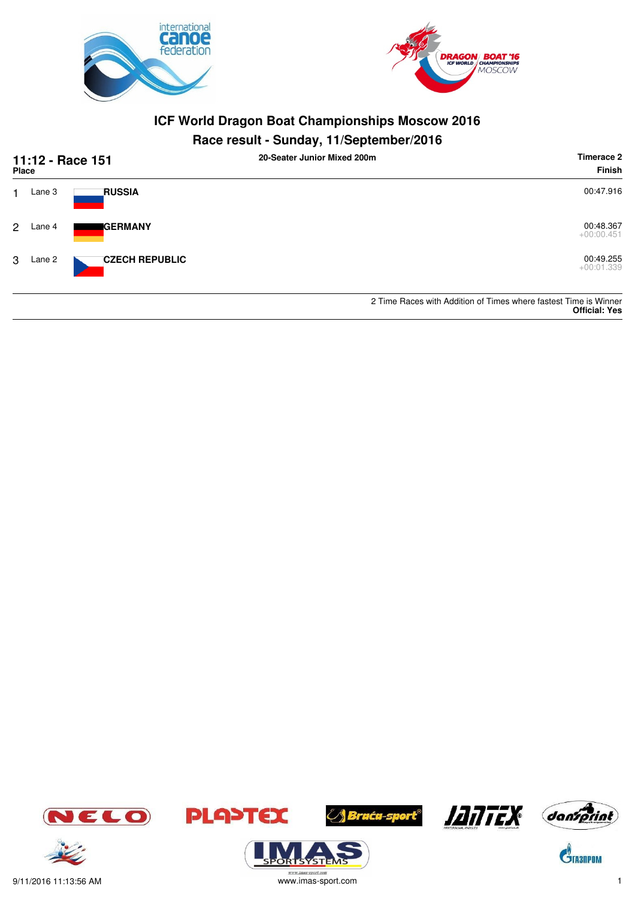# ICF World Dragon Boat Championships Moscow 2016

## Race result - Sunday, 11/September/2016

**11:12 - Race 151** — 20-Seater Junior Mixed 200m — Timerace 2

| Place | Lane | Team | Finish |
|---|---|---|---|
| 1 | Lane 3 | **RUSSIA** | 00:47.916 |
| 2 | Lane 4 | **GERMANY** | 00:48.367 +00:00.451 |
| 3 | Lane 2 | **CZECH REPUBLIC** | 00:49.255 +00:01.339 |

2 Time Races with Addition of Times where fastest Time is Winner
**Official: Yes**

9/11/2016 11:13:56 AM — www.imas-sport.com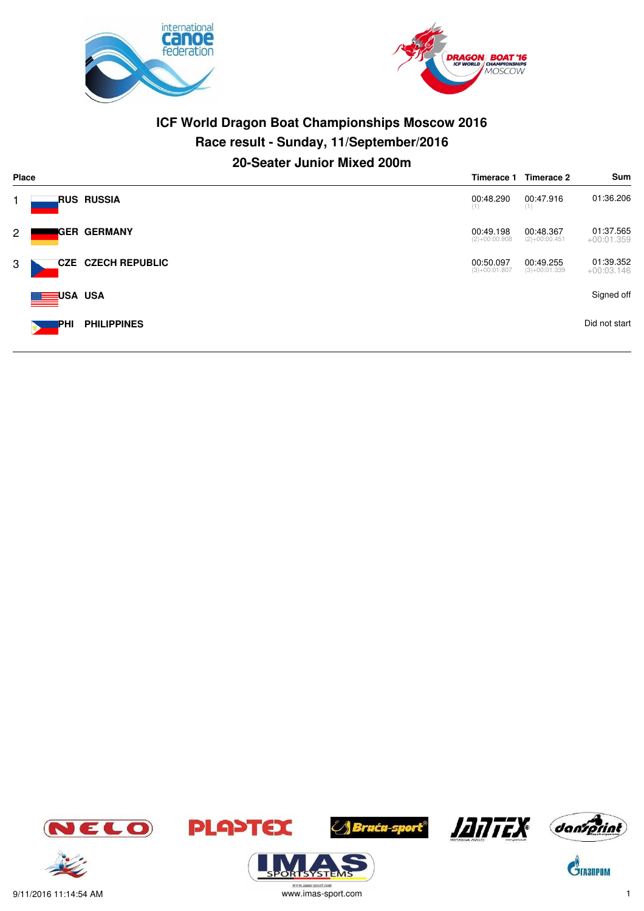# ICF World Dragon Boat Championships Moscow 2016

## Race result - Sunday, 11/September/2016

## 20-Seater Junior Mixed 200m

| Place | | | Timerace 1 | Timerace 2 | Sum |
|---|---|---|---|---|---|
| 1 | RUS | RUSSIA | 00:48.290 (1) | 00:47.916 (1) | 01:36.206 |
| 2 | GER | GERMANY | 00:49.198 (2)+00:00.908 | 00:48.367 (2)+00:00.451 | 01:37.565 +00:01.359 |
| 3 | CZE | CZECH REPUBLIC | 00:50.097 (3)+00:01.807 | 00:49.255 (3)+00:01.339 | 01:39.352 +00:03.146 |
| | USA | USA | | | Signed off |
| | PHI | PHILIPPINES | | | Did not start |

9/11/2016 11:14:54 AM

www.imas-sport.com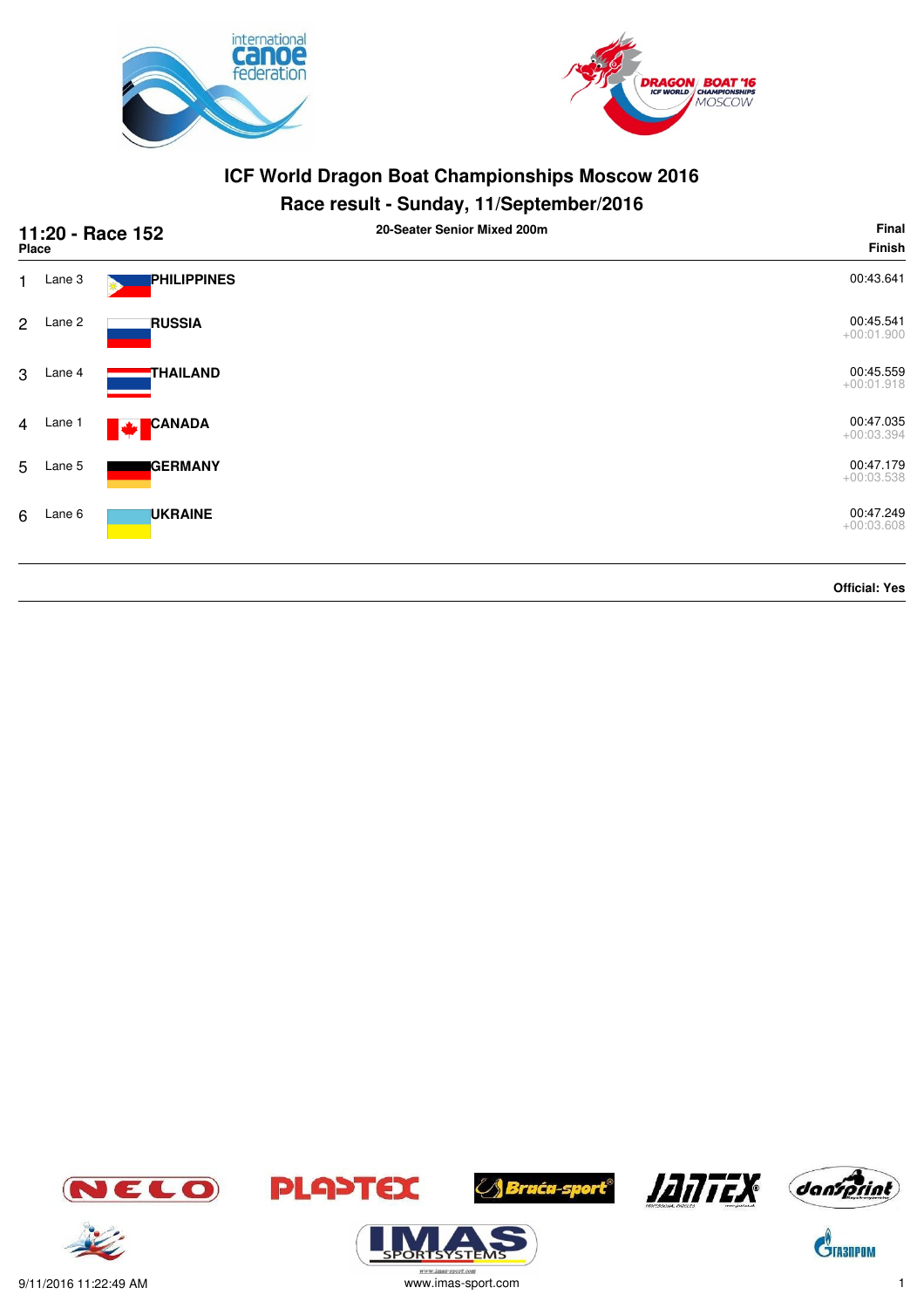# ICF World Dragon Boat Championships Moscow 2016

## Race result - Sunday, 11/September/2016

**11:20 - Race 152** — 20-Seater Senior Mixed 200m — **Final**

| Place | Lane | Crew | Finish |
|---|---|---|---|
| 1 | Lane 3 | **PHILIPPINES** | 00:43.641 |
| 2 | Lane 2 | **RUSSIA** | 00:45.541 +00:01.900 |
| 3 | Lane 4 | **THAILAND** | 00:45.559 +00:01.918 |
| 4 | Lane 1 | **CANADA** | 00:47.035 +00:03.394 |
| 5 | Lane 5 | **GERMANY** | 00:47.179 +00:03.538 |
| 6 | Lane 6 | **UKRAINE** | 00:47.249 +00:03.608 |

**Official: Yes**

9/11/2016 11:22:49 AM

www.imas-sport.com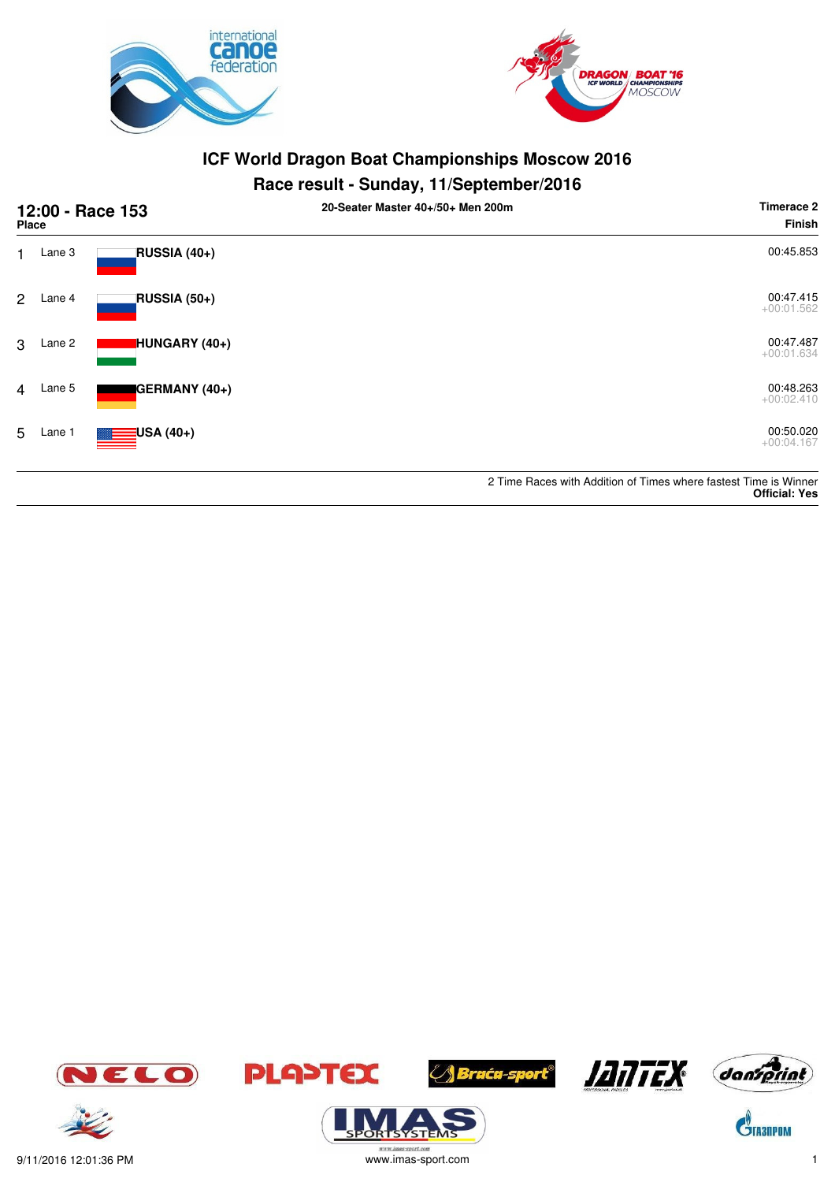# ICF World Dragon Boat Championships Moscow 2016

## Race result - Sunday, 11/September/2016

**12:00 - Race 153** — **20-Seater Master 40+/50+ Men 200m** — **Timerace 2**

| Place | Lane | Crew | Finish |
|---|---|---|---|
| 1 | Lane 3 | **RUSSIA (40+)** | 00:45.853 |
| 2 | Lane 4 | **RUSSIA (50+)** | 00:47.415 +00:01.562 |
| 3 | Lane 2 | **HUNGARY (40+)** | 00:47.487 +00:01.634 |
| 4 | Lane 5 | **GERMANY (40+)** | 00:48.263 +00:02.410 |
| 5 | Lane 1 | **USA (40+)** | 00:50.020 +00:04.167 |

2 Time Races with Addition of Times where fastest Time is Winner
**Official: Yes**

9/11/2016 12:01:36 PM — www.imas-sport.com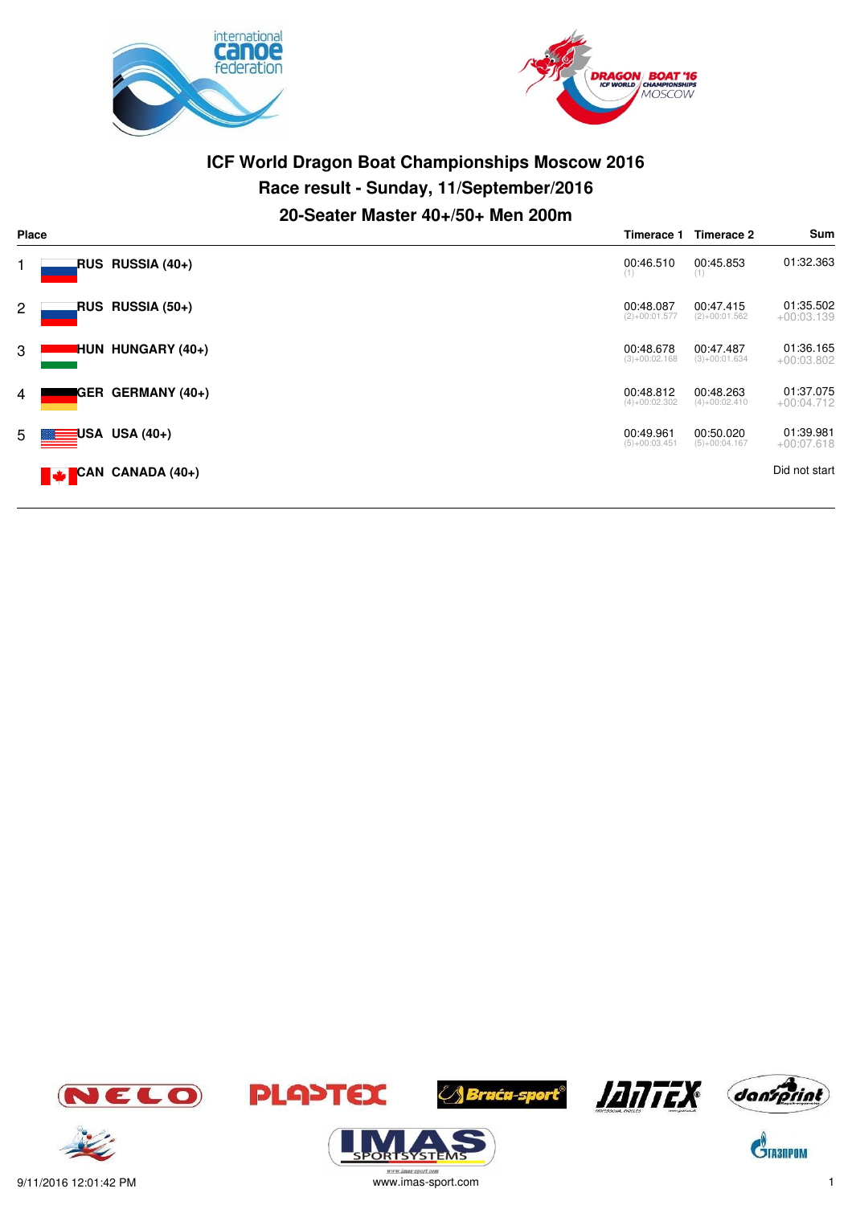# ICF World Dragon Boat Championships Moscow 2016

## Race result - Sunday, 11/September/2016

### 20-Seater Master 40+/50+ Men 200m

| Place | | Timerace 1 | Timerace 2 | Sum |
|---|---|---|---|---|
| 1 | RUS RUSSIA (40+) | 00:46.510 (1) | 00:45.853 (1) | 01:32.363 |
| 2 | RUS RUSSIA (50+) | 00:48.087 (2)+00:01.577 | 00:47.415 (2)+00:01.562 | 01:35.502 +00:03.139 |
| 3 | HUN HUNGARY (40+) | 00:48.678 (3)+00:02.168 | 00:47.487 (3)+00:01.634 | 01:36.165 +00:03.802 |
| 4 | GER GERMANY (40+) | 00:48.812 (4)+00:02.302 | 00:48.263 (4)+00:02.410 | 01:37.075 +00:04.712 |
| 5 | USA USA (40+) | 00:49.961 (5)+00:03.451 | 00:50.020 (5)+00:04.167 | 01:39.981 +00:07.618 |
| | CAN CANADA (40+) | | | Did not start |

9/11/2016 12:01:42 PM

www.imas-sport.com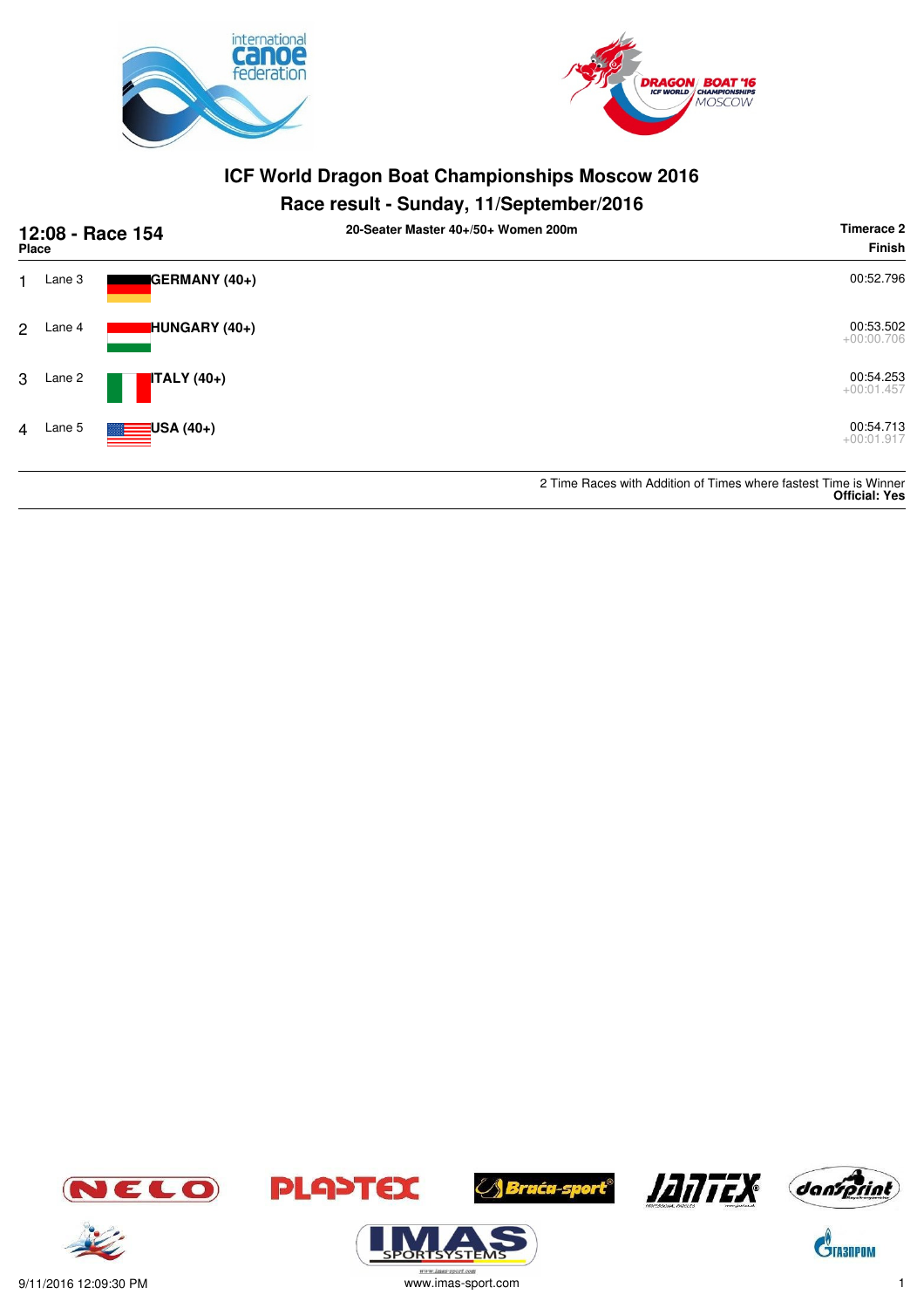# ICF World Dragon Boat Championships Moscow 2016

## Race result - Sunday, 11/September/2016

**12:08 - Race 154** — 20-Seater Master 40+/50+ Women 200m — Timerace 2

| Place | Lane | Team | Finish |
|---|---|---|---|
| 1 | Lane 3 | GERMANY (40+) | 00:52.796 |
| 2 | Lane 4 | HUNGARY (40+) | 00:53.502 +00:00.706 |
| 3 | Lane 2 | ITALY (40+) | 00:54.253 +00:01.457 |
| 4 | Lane 5 | USA (40+) | 00:54.713 +00:01.917 |

2 Time Races with Addition of Times where fastest Time is Winner
**Official: Yes**

9/11/2016 12:09:30 PM — www.imas-sport.com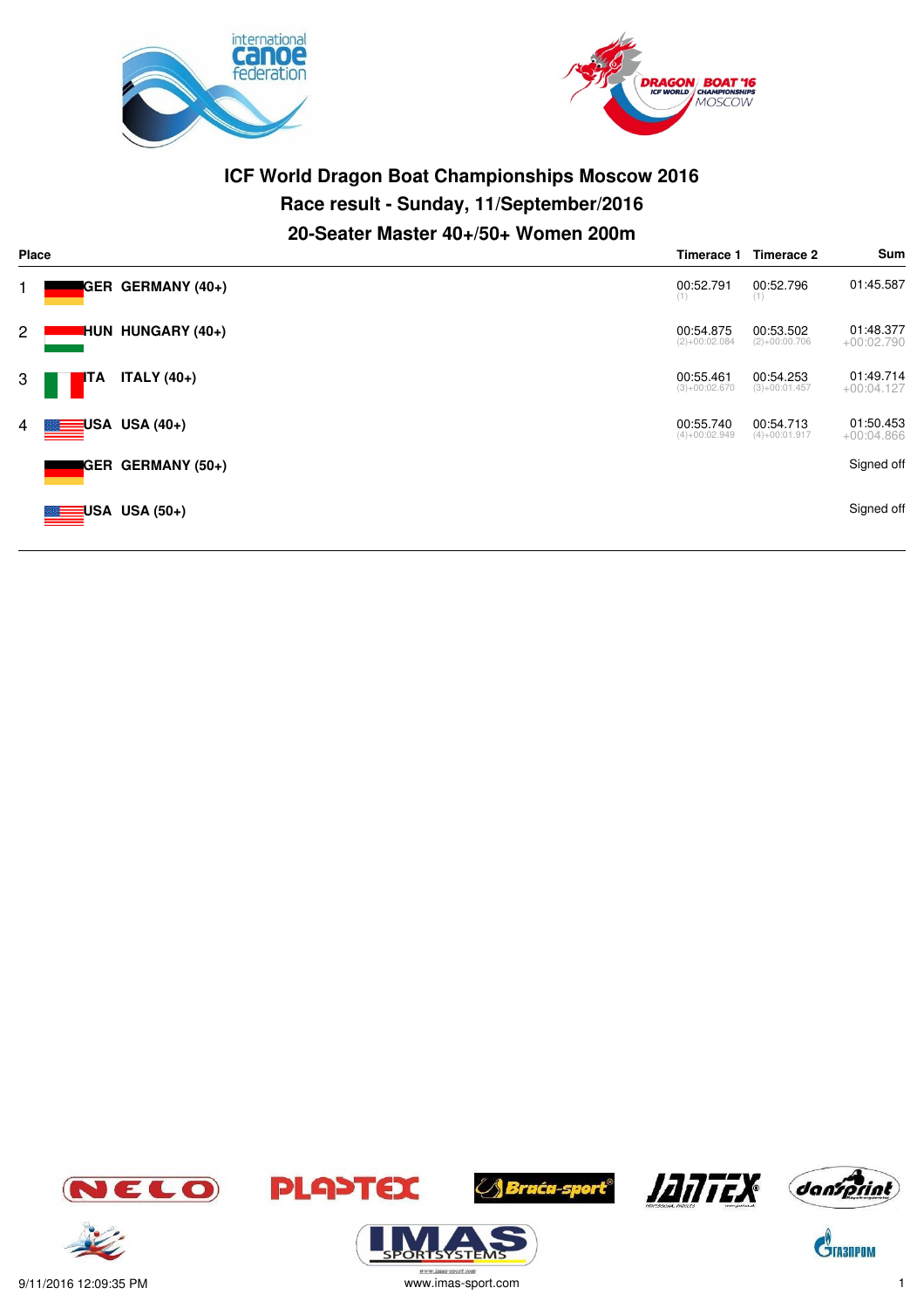# ICF World Dragon Boat Championships Moscow 2016

## Race result - Sunday, 11/September/2016

## 20-Seater Master 40+/50+ Women 200m

| Place | | Timerace 1 | Timerace 2 | Sum |
|---|---|---|---|---|
| 1 | GER GERMANY (40+) | 00:52.791 (1) | 00:52.796 (1) | 01:45.587 |
| 2 | HUN HUNGARY (40+) | 00:54.875 (2)+00:02.084 | 00:53.502 (2)+00:00.706 | 01:48.377 +00:02.790 |
| 3 | ITA ITALY (40+) | 00:55.461 (3)+00:02.670 | 00:54.253 (3)+00:01.457 | 01:49.714 +00:04.127 |
| 4 | USA USA (40+) | 00:55.740 (4)+00:02.949 | 00:54.713 (4)+00:01.917 | 01:50.453 +00:04.866 |
| | GER GERMANY (50+) | | | Signed off |
| | USA USA (50+) | | | Signed off |

9/11/2016 12:09:35 PM

www.imas-sport.com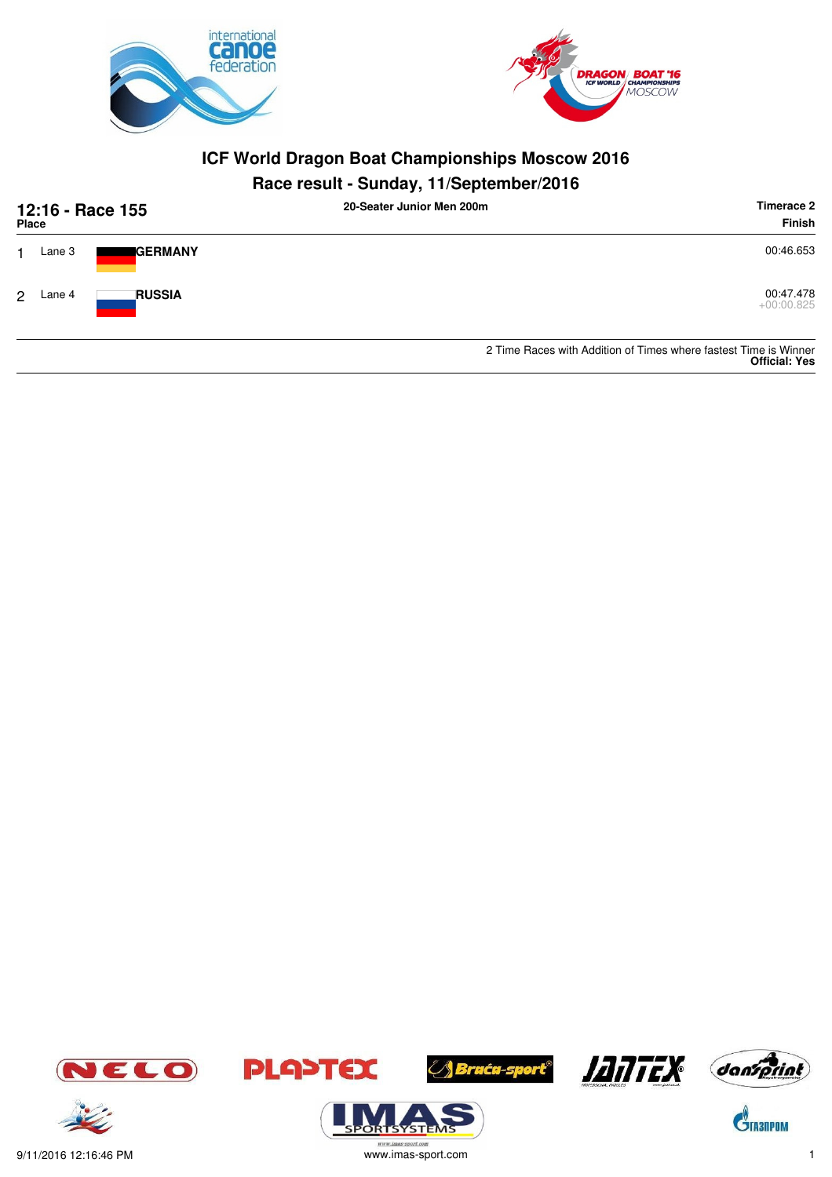# ICF World Dragon Boat Championships Moscow 2016

## Race result - Sunday, 11/September/2016

**12:16 - Race 155** — **20-Seater Junior Men 200m** — **Timerace 2**

| Place | Lane | Team | Finish |
|---|---|---|---|
| 1 | Lane 3 | **GERMANY** | 00:46.653 |
| 2 | Lane 4 | **RUSSIA** | 00:47.478 +00:00.825 |

2 Time Races with Addition of Times where fastest Time is Winner
**Official: Yes**

9/11/2016 12:16:46 PM

www.imas-sport.com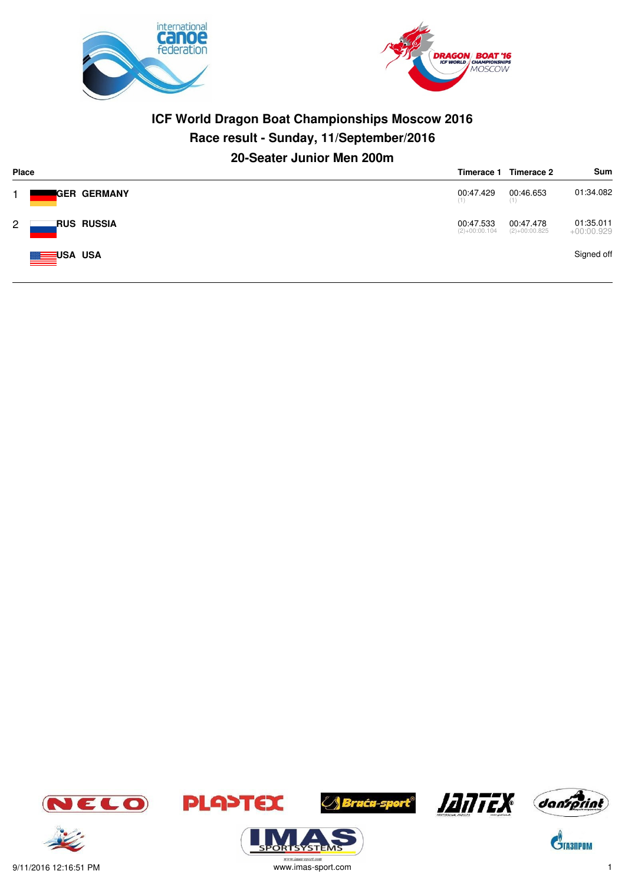# ICF World Dragon Boat Championships Moscow 2016

## Race result - Sunday, 11/September/2016

### 20-Seater Junior Men 200m

| Place | | Timerace 1 | Timerace 2 | Sum |
|---|---|---|---|---|
| 1 | GER GERMANY | 00:47.429 (1) | 00:46.653 (1) | 01:34.082 |
| 2 | RUS RUSSIA | 00:47.533 (2)+00:00.104 | 00:47.478 (2)+00:00.825 | 01:35.011 +00:00.929 |
| | USA USA | | | Signed off |

9/11/2016 12:16:51 PM www.imas-sport.com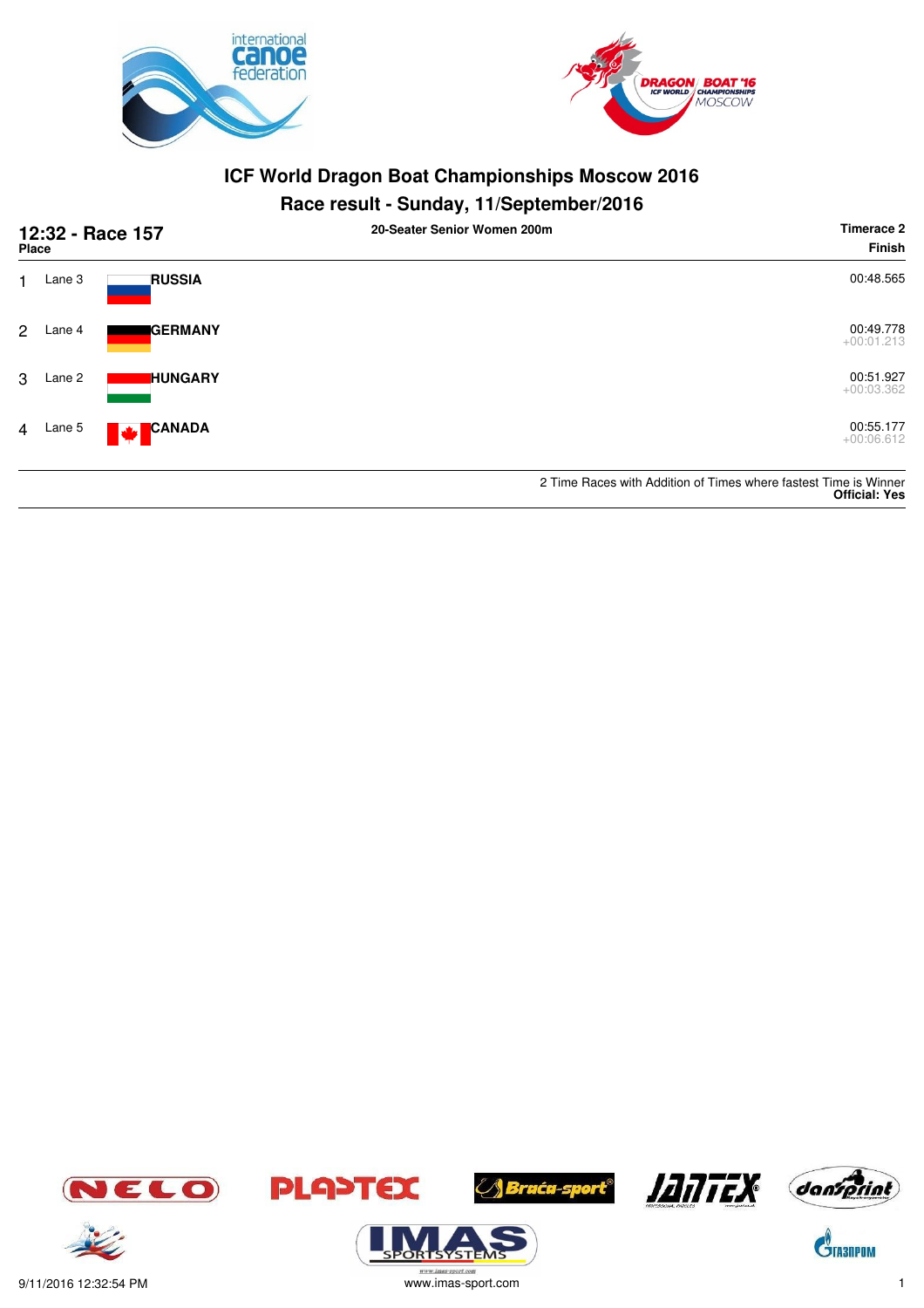# ICF World Dragon Boat Championships Moscow 2016

## Race result - Sunday, 11/September/2016

**12:32 - Race 157** — **20-Seater Senior Women 200m** — **Timerace 2**

| Place | Lane | Team | Finish |
|---|---|---|---|
| 1 | Lane 3 | **RUSSIA** | 00:48.565 |
| 2 | Lane 4 | **GERMANY** | 00:49.778<br>+00:01.213 |
| 3 | Lane 2 | **HUNGARY** | 00:51.927<br>+00:03.362 |
| 4 | Lane 5 | **CANADA** | 00:55.177<br>+00:06.612 |

2 Time Races with Addition of Times where fastest Time is Winner
**Official: Yes**

9/11/2016 12:32:54 PM

www.imas-sport.com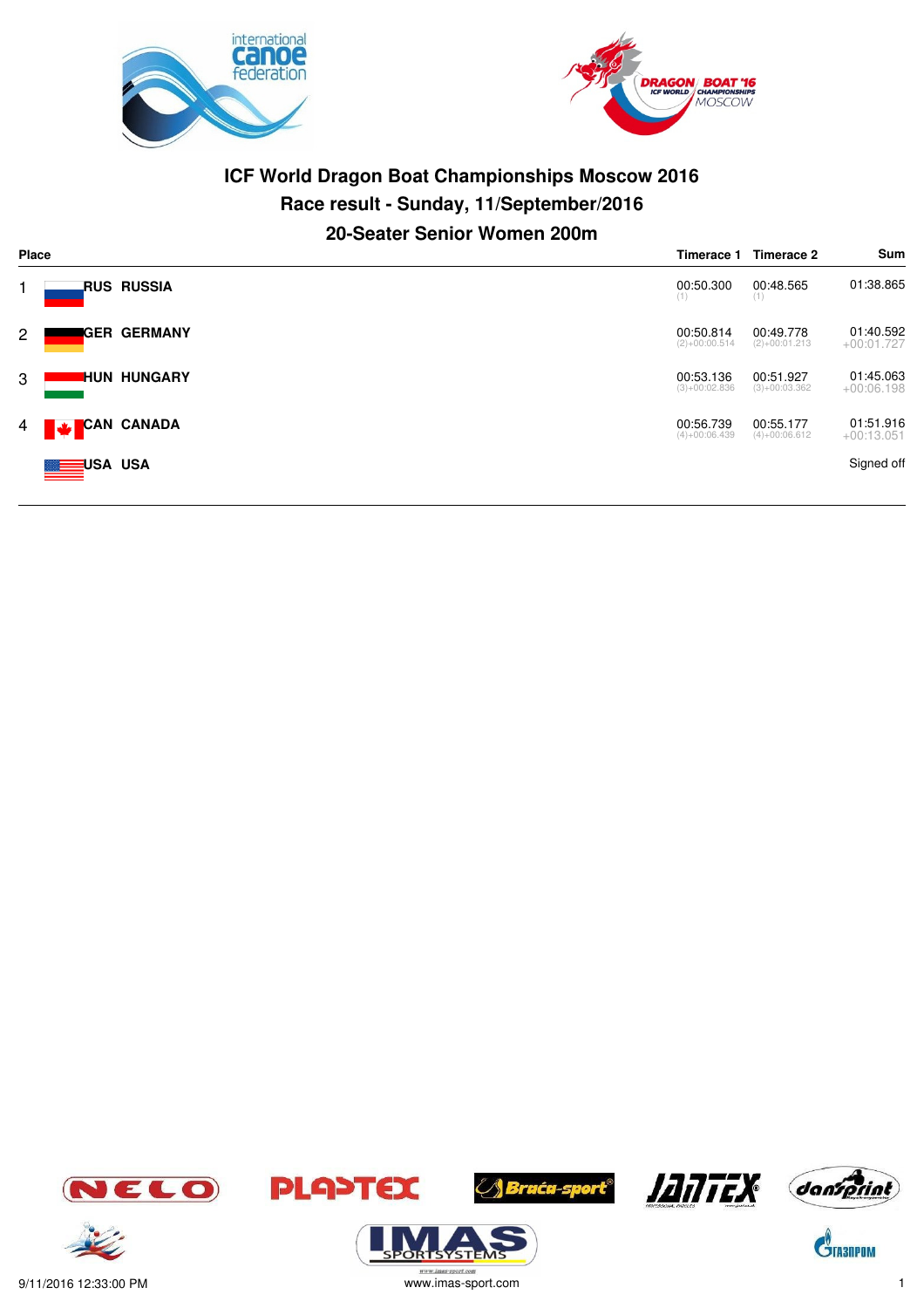# ICF World Dragon Boat Championships Moscow 2016

## Race result - Sunday, 11/September/2016

## 20-Seater Senior Women 200m

| Place | | Timerace 1 | Timerace 2 | Sum |
|---|---|---|---|---|
| 1 | RUS RUSSIA | 00:50.300 (1) | 00:48.565 (1) | 01:38.865 |
| 2 | GER GERMANY | 00:50.814 (2)+00:00.514 | 00:49.778 (2)+00:01.213 | 01:40.592 +00:01.727 |
| 3 | HUN HUNGARY | 00:53.136 (3)+00:02.836 | 00:51.927 (3)+00:03.362 | 01:45.063 +00:06.198 |
| 4 | CAN CANADA | 00:56.739 (4)+00:06.439 | 00:55.177 (4)+00:06.612 | 01:51.916 +00:13.051 |
| | USA USA | | | Signed off |

9/11/2016 12:33:00 PM

www.imas-sport.com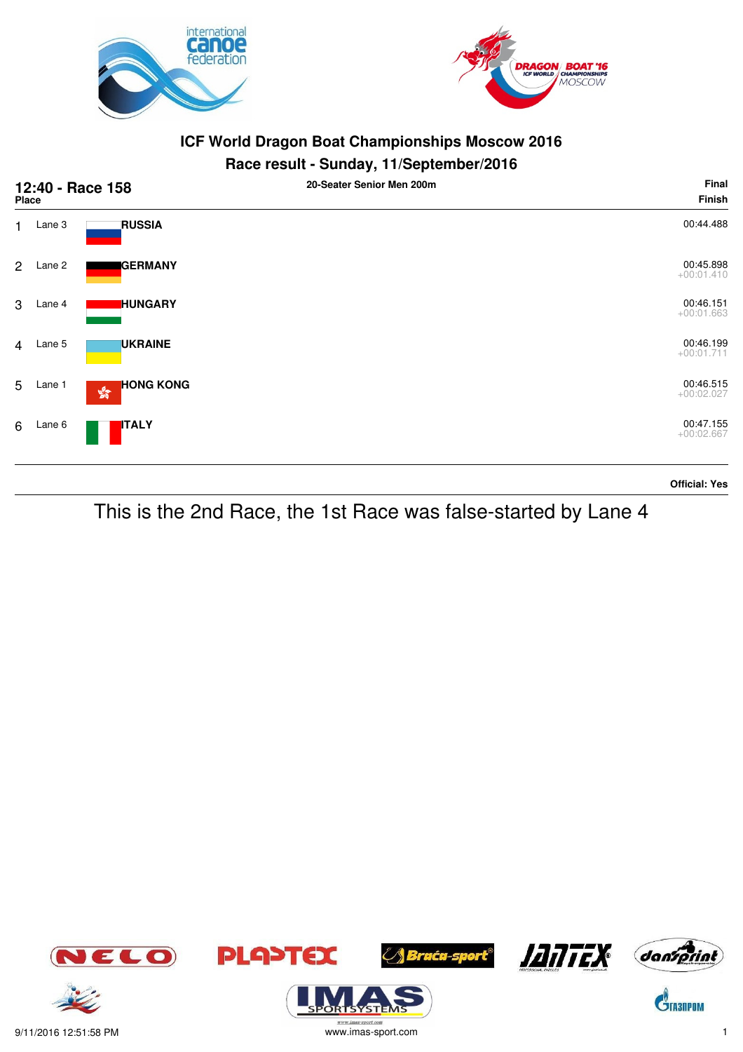# ICF World Dragon Boat Championships Moscow 2016

## Race result - Sunday, 11/September/2016

**12:40 - Race 158** — **20-Seater Senior Men 200m** — **Final**

| Place | Lane | Team | Finish |
|---|---|---|---|
| 1 | Lane 3 | **RUSSIA** | 00:44.488 |
| 2 | Lane 2 | **GERMANY** | 00:45.898 +00:01.410 |
| 3 | Lane 4 | **HUNGARY** | 00:46.151 +00:01.663 |
| 4 | Lane 5 | **UKRAINE** | 00:46.199 +00:01.711 |
| 5 | Lane 1 | **HONG KONG** | 00:46.515 +00:02.027 |
| 6 | Lane 6 | **ITALY** | 00:47.155 +00:02.667 |

**Official: Yes**

This is the 2nd Race, the 1st Race was false-started by Lane 4

9/11/2016 12:51:58 PM www.imas-sport.com